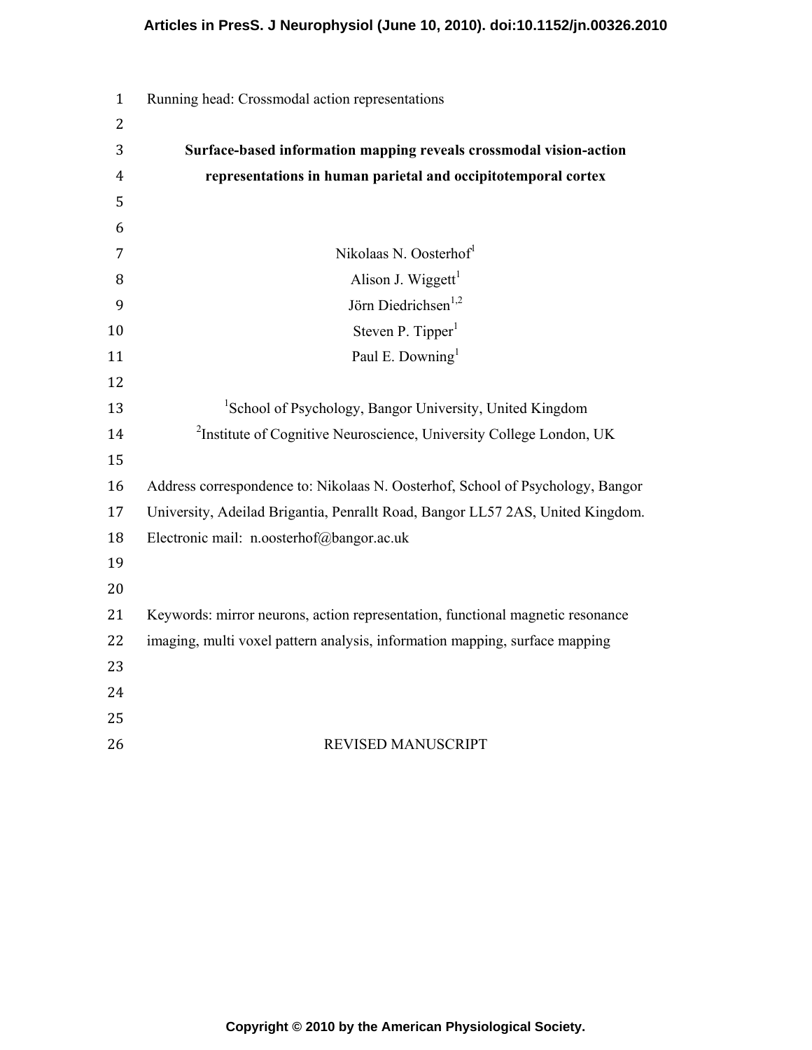Running head: Crossmodal action representations

# Surface-based information mapping reveals crossmodal vision-action representations in human parietal and occipitotemporal cortex

Nikolaas N. Oosterhof[1]
Alison J. Wiggett[1]
Jörn Diedrichsen[1,2]
Steven P. Tipper[1]
Paul E. Downing[1]

[1]School of Psychology, Bangor University, United Kingdom
[2]Institute of Cognitive Neuroscience, University College London, UK

Address correspondence to: Nikolaas N. Oosterhof, School of Psychology, Bangor University, Adeilad Brigantia, Penrallt Road, Bangor LL57 2AS, United Kingdom. Electronic mail: n.oosterhof@bangor.ac.uk

Keywords: mirror neurons, action representation, functional magnetic resonance imaging, multi voxel pattern analysis, information mapping, surface mapping

REVISED MANUSCRIPT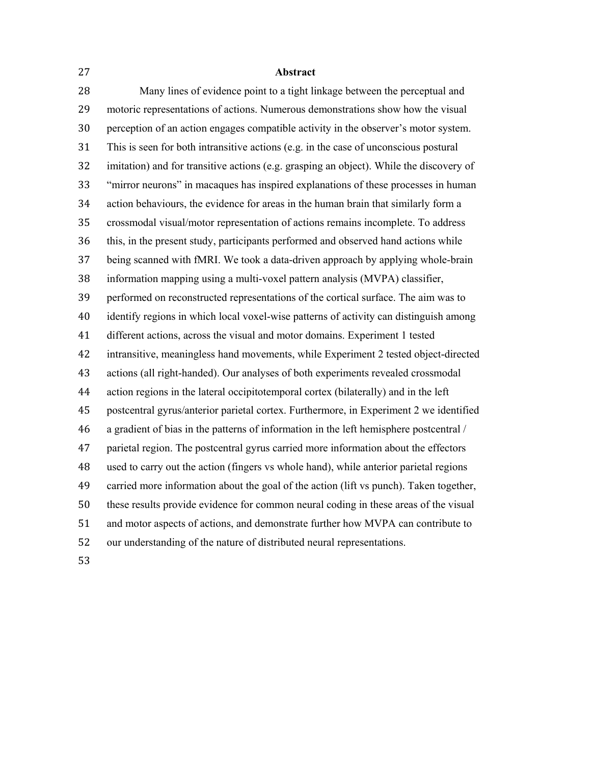## Abstract

Many lines of evidence point to a tight linkage between the perceptual and motoric representations of actions. Numerous demonstrations show how the visual perception of an action engages compatible activity in the observer's motor system. This is seen for both intransitive actions (e.g. in the case of unconscious postural imitation) and for transitive actions (e.g. grasping an object). While the discovery of "mirror neurons" in macaques has inspired explanations of these processes in human action behaviours, the evidence for areas in the human brain that similarly form a crossmodal visual/motor representation of actions remains incomplete. To address this, in the present study, participants performed and observed hand actions while being scanned with fMRI. We took a data-driven approach by applying whole-brain information mapping using a multi-voxel pattern analysis (MVPA) classifier, performed on reconstructed representations of the cortical surface. The aim was to identify regions in which local voxel-wise patterns of activity can distinguish among different actions, across the visual and motor domains. Experiment 1 tested intransitive, meaningless hand movements, while Experiment 2 tested object-directed actions (all right-handed). Our analyses of both experiments revealed crossmodal action regions in the lateral occipitotemporal cortex (bilaterally) and in the left postcentral gyrus/anterior parietal cortex. Furthermore, in Experiment 2 we identified a gradient of bias in the patterns of information in the left hemisphere postcentral / parietal region. The postcentral gyrus carried more information about the effectors used to carry out the action (fingers vs whole hand), while anterior parietal regions carried more information about the goal of the action (lift vs punch). Taken together, these results provide evidence for common neural coding in these areas of the visual and motor aspects of actions, and demonstrate further how MVPA can contribute to our understanding of the nature of distributed neural representations.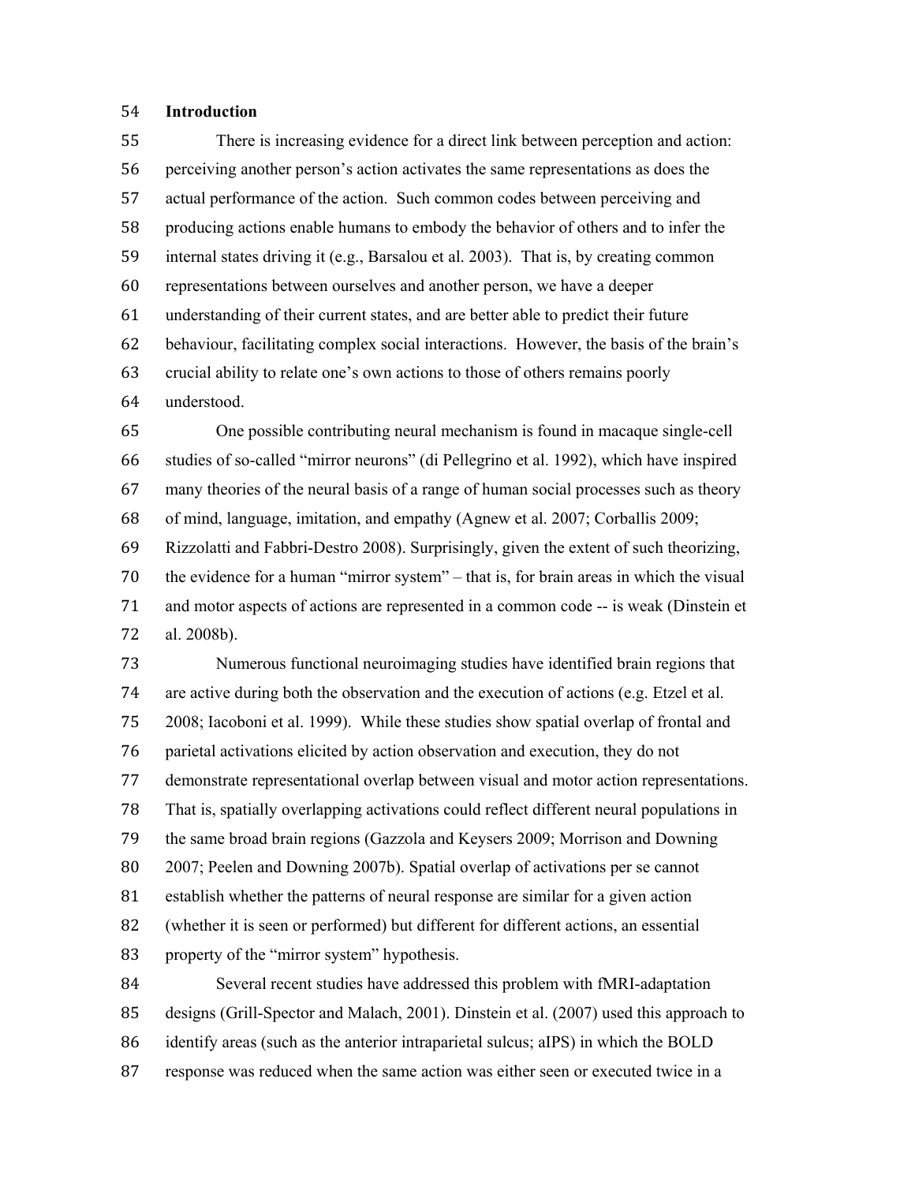## Introduction

There is increasing evidence for a direct link between perception and action: perceiving another person's action activates the same representations as does the actual performance of the action. Such common codes between perceiving and producing actions enable humans to embody the behavior of others and to infer the internal states driving it (e.g., Barsalou et al. 2003). That is, by creating common representations between ourselves and another person, we have a deeper understanding of their current states, and are better able to predict their future behaviour, facilitating complex social interactions. However, the basis of the brain's crucial ability to relate one's own actions to those of others remains poorly understood.

One possible contributing neural mechanism is found in macaque single-cell studies of so-called "mirror neurons" (di Pellegrino et al. 1992), which have inspired many theories of the neural basis of a range of human social processes such as theory of mind, language, imitation, and empathy (Agnew et al. 2007; Corballis 2009; Rizzolatti and Fabbri-Destro 2008). Surprisingly, given the extent of such theorizing, the evidence for a human "mirror system" – that is, for brain areas in which the visual and motor aspects of actions are represented in a common code -- is weak (Dinstein et al. 2008b).

Numerous functional neuroimaging studies have identified brain regions that are active during both the observation and the execution of actions (e.g. Etzel et al. 2008; Iacoboni et al. 1999). While these studies show spatial overlap of frontal and parietal activations elicited by action observation and execution, they do not demonstrate representational overlap between visual and motor action representations. That is, spatially overlapping activations could reflect different neural populations in the same broad brain regions (Gazzola and Keysers 2009; Morrison and Downing 2007; Peelen and Downing 2007b). Spatial overlap of activations per se cannot establish whether the patterns of neural response are similar for a given action (whether it is seen or performed) but different for different actions, an essential property of the "mirror system" hypothesis.

Several recent studies have addressed this problem with fMRI-adaptation designs (Grill-Spector and Malach, 2001). Dinstein et al. (2007) used this approach to identify areas (such as the anterior intraparietal sulcus; aIPS) in which the BOLD response was reduced when the same action was either seen or executed twice in a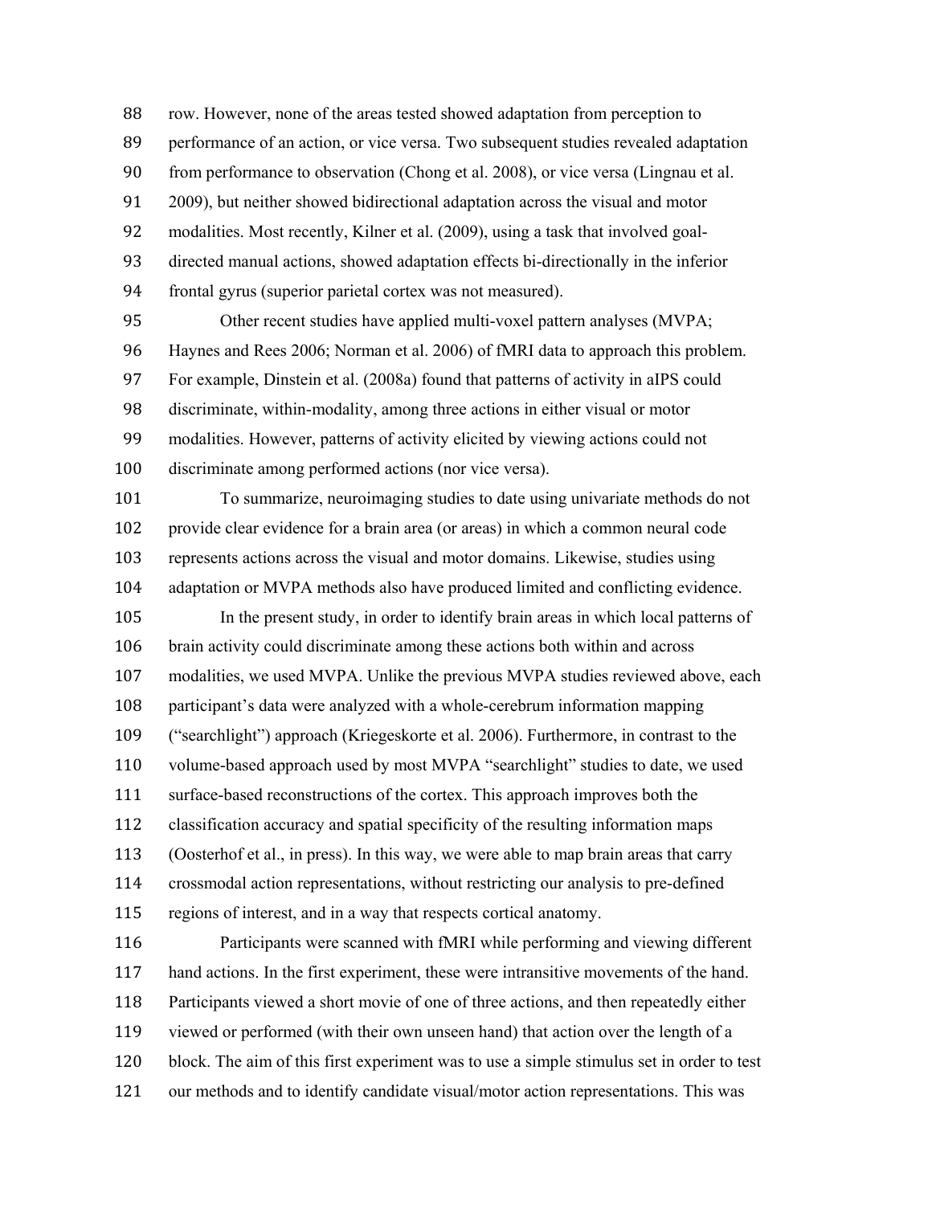row. However, none of the areas tested showed adaptation from perception to performance of an action, or vice versa. Two subsequent studies revealed adaptation from performance to observation (Chong et al. 2008), or vice versa (Lingnau et al. 2009), but neither showed bidirectional adaptation across the visual and motor modalities. Most recently, Kilner et al. (2009), using a task that involved goal-directed manual actions, showed adaptation effects bi-directionally in the inferior frontal gyrus (superior parietal cortex was not measured).

Other recent studies have applied multi-voxel pattern analyses (MVPA; Haynes and Rees 2006; Norman et al. 2006) of fMRI data to approach this problem. For example, Dinstein et al. (2008a) found that patterns of activity in aIPS could discriminate, within-modality, among three actions in either visual or motor modalities. However, patterns of activity elicited by viewing actions could not discriminate among performed actions (nor vice versa).

To summarize, neuroimaging studies to date using univariate methods do not provide clear evidence for a brain area (or areas) in which a common neural code represents actions across the visual and motor domains. Likewise, studies using adaptation or MVPA methods also have produced limited and conflicting evidence.

In the present study, in order to identify brain areas in which local patterns of brain activity could discriminate among these actions both within and across modalities, we used MVPA. Unlike the previous MVPA studies reviewed above, each participant's data were analyzed with a whole-cerebrum information mapping ("searchlight") approach (Kriegeskorte et al. 2006). Furthermore, in contrast to the volume-based approach used by most MVPA "searchlight" studies to date, we used surface-based reconstructions of the cortex. This approach improves both the classification accuracy and spatial specificity of the resulting information maps (Oosterhof et al., in press). In this way, we were able to map brain areas that carry crossmodal action representations, without restricting our analysis to pre-defined regions of interest, and in a way that respects cortical anatomy.

Participants were scanned with fMRI while performing and viewing different hand actions. In the first experiment, these were intransitive movements of the hand. Participants viewed a short movie of one of three actions, and then repeatedly either viewed or performed (with their own unseen hand) that action over the length of a block. The aim of this first experiment was to use a simple stimulus set in order to test our methods and to identify candidate visual/motor action representations. This was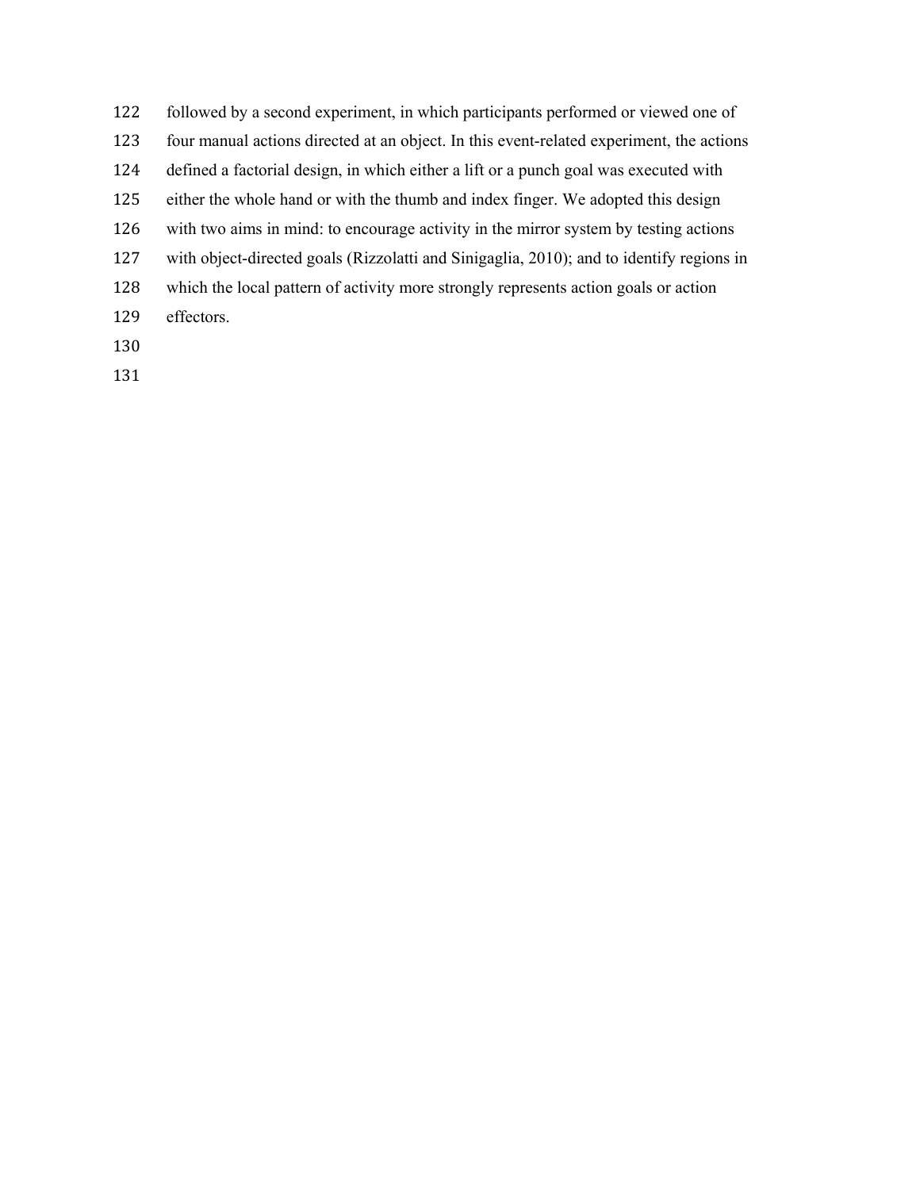followed by a second experiment, in which participants performed or viewed one of four manual actions directed at an object. In this event-related experiment, the actions defined a factorial design, in which either a lift or a punch goal was executed with either the whole hand or with the thumb and index finger. We adopted this design with two aims in mind: to encourage activity in the mirror system by testing actions with object-directed goals (Rizzolatti and Sinigaglia, 2010); and to identify regions in which the local pattern of activity more strongly represents action goals or action effectors.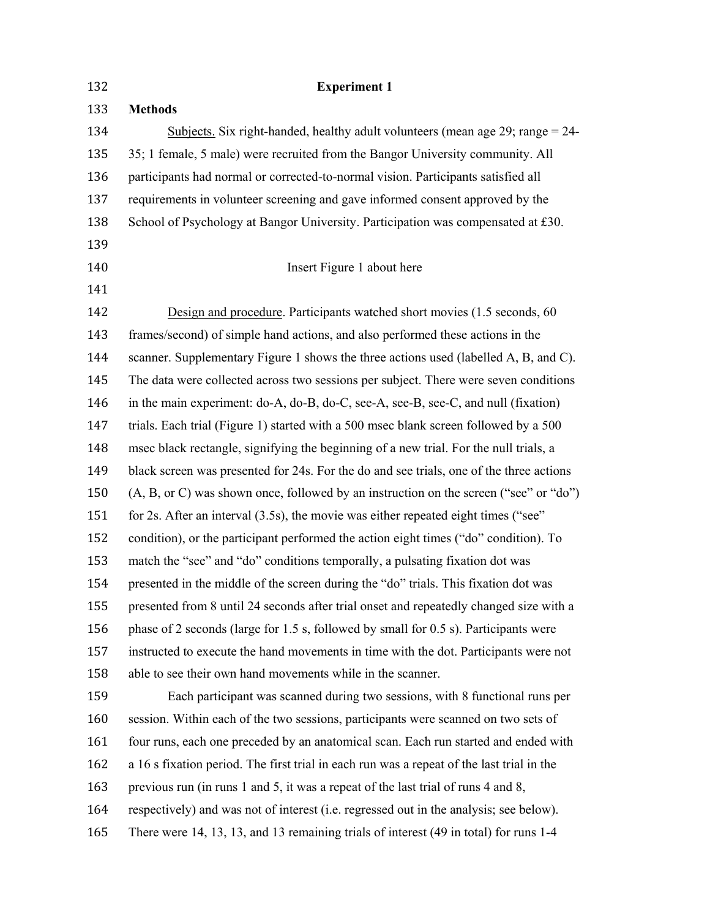## Experiment 1

### Methods

Subjects. Six right-handed, healthy adult volunteers (mean age 29; range = 24-35; 1 female, 5 male) were recruited from the Bangor University community. All participants had normal or corrected-to-normal vision. Participants satisfied all requirements in volunteer screening and gave informed consent approved by the School of Psychology at Bangor University. Participation was compensated at £30.

Insert Figure 1 about here

Design and procedure. Participants watched short movies (1.5 seconds, 60 frames/second) of simple hand actions, and also performed these actions in the scanner. Supplementary Figure 1 shows the three actions used (labelled A, B, and C). The data were collected across two sessions per subject. There were seven conditions in the main experiment: do-A, do-B, do-C, see-A, see-B, see-C, and null (fixation) trials. Each trial (Figure 1) started with a 500 msec blank screen followed by a 500 msec black rectangle, signifying the beginning of a new trial. For the null trials, a black screen was presented for 24s. For the do and see trials, one of the three actions (A, B, or C) was shown once, followed by an instruction on the screen ("see" or "do") for 2s. After an interval (3.5s), the movie was either repeated eight times ("see" condition), or the participant performed the action eight times ("do" condition). To match the "see" and "do" conditions temporally, a pulsating fixation dot was presented in the middle of the screen during the "do" trials. This fixation dot was presented from 8 until 24 seconds after trial onset and repeatedly changed size with a phase of 2 seconds (large for 1.5 s, followed by small for 0.5 s). Participants were instructed to execute the hand movements in time with the dot. Participants were not able to see their own hand movements while in the scanner.

Each participant was scanned during two sessions, with 8 functional runs per session. Within each of the two sessions, participants were scanned on two sets of four runs, each one preceded by an anatomical scan. Each run started and ended with a 16 s fixation period. The first trial in each run was a repeat of the last trial in the previous run (in runs 1 and 5, it was a repeat of the last trial of runs 4 and 8, respectively) and was not of interest (i.e. regressed out in the analysis; see below). There were 14, 13, 13, and 13 remaining trials of interest (49 in total) for runs 1-4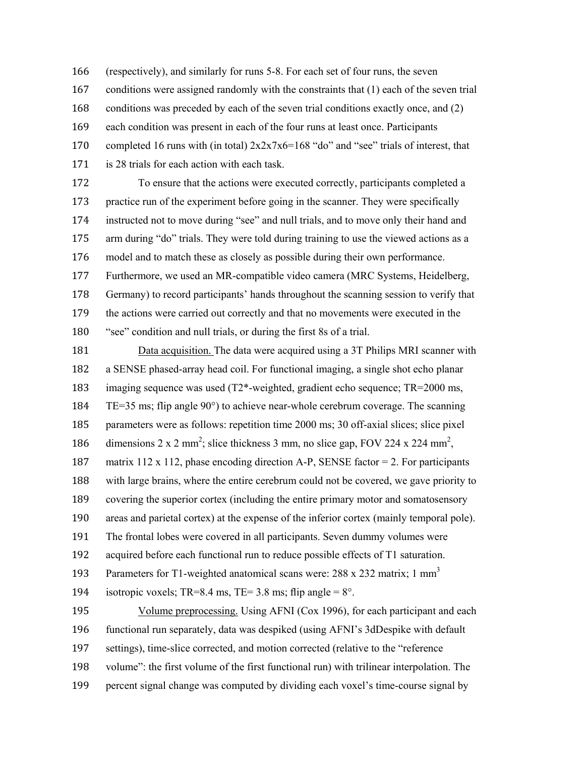(respectively), and similarly for runs 5-8. For each set of four runs, the seven conditions were assigned randomly with the constraints that (1) each of the seven trial conditions was preceded by each of the seven trial conditions exactly once, and (2) each condition was present in each of the four runs at least once. Participants completed 16 runs with (in total) 2x2x7x6=168 "do" and "see" trials of interest, that is 28 trials for each action with each task.

To ensure that the actions were executed correctly, participants completed a practice run of the experiment before going in the scanner. They were specifically instructed not to move during "see" and null trials, and to move only their hand and arm during "do" trials. They were told during training to use the viewed actions as a model and to match these as closely as possible during their own performance. Furthermore, we used an MR-compatible video camera (MRC Systems, Heidelberg, Germany) to record participants' hands throughout the scanning session to verify that the actions were carried out correctly and that no movements were executed in the "see" condition and null trials, or during the first 8s of a trial.

Data acquisition. The data were acquired using a 3T Philips MRI scanner with a SENSE phased-array head coil. For functional imaging, a single shot echo planar imaging sequence was used (T2*-weighted, gradient echo sequence; TR=2000 ms, TE=35 ms; flip angle 90°) to achieve near-whole cerebrum coverage. The scanning parameters were as follows: repetition time 2000 ms; 30 off-axial slices; slice pixel dimensions 2 x 2 $mm^2$; slice thickness 3 mm, no slice gap, FOV 224 x 224 $mm^2$, matrix 112 x 112, phase encoding direction A-P, SENSE factor = 2. For participants with large brains, where the entire cerebrum could not be covered, we gave priority to covering the superior cortex (including the entire primary motor and somatosensory areas and parietal cortex) at the expense of the inferior cortex (mainly temporal pole). The frontal lobes were covered in all participants. Seven dummy volumes were acquired before each functional run to reduce possible effects of T1 saturation. Parameters for T1-weighted anatomical scans were: 288 x 232 matrix; 1 $mm^3$ isotropic voxels; TR=8.4 ms, TE= 3.8 ms; flip angle = 8°.

Volume preprocessing. Using AFNI (Cox 1996), for each participant and each functional run separately, data was despiked (using AFNI's 3dDespike with default settings), time-slice corrected, and motion corrected (relative to the "reference volume": the first volume of the first functional run) with trilinear interpolation. The percent signal change was computed by dividing each voxel's time-course signal by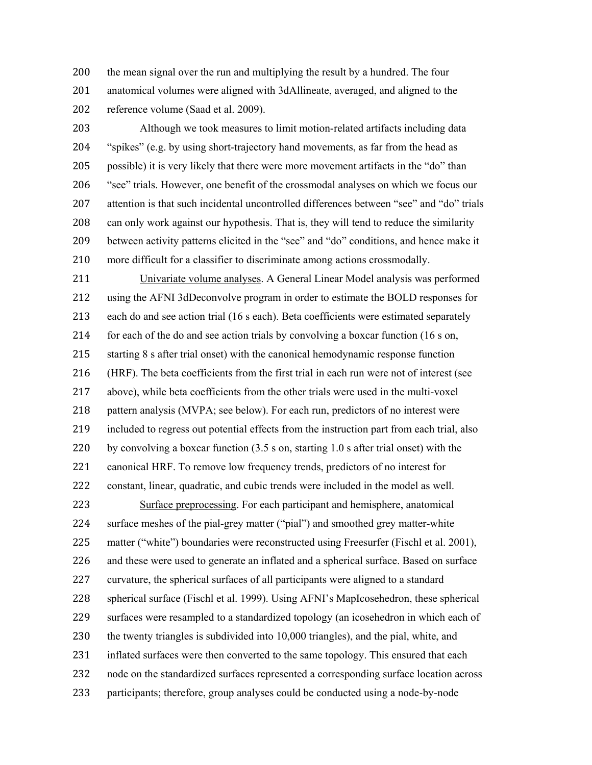the mean signal over the run and multiplying the result by a hundred. The four anatomical volumes were aligned with 3dAllineate, averaged, and aligned to the reference volume (Saad et al. 2009).

Although we took measures to limit motion-related artifacts including data "spikes" (e.g. by using short-trajectory hand movements, as far from the head as possible) it is very likely that there were more movement artifacts in the "do" than "see" trials. However, one benefit of the crossmodal analyses on which we focus our attention is that such incidental uncontrolled differences between "see" and "do" trials can only work against our hypothesis. That is, they will tend to reduce the similarity between activity patterns elicited in the "see" and "do" conditions, and hence make it more difficult for a classifier to discriminate among actions crossmodally.

Univariate volume analyses. A General Linear Model analysis was performed using the AFNI 3dDeconvolve program in order to estimate the BOLD responses for each do and see action trial (16 s each). Beta coefficients were estimated separately for each of the do and see action trials by convolving a boxcar function (16 s on, starting 8 s after trial onset) with the canonical hemodynamic response function (HRF). The beta coefficients from the first trial in each run were not of interest (see above), while beta coefficients from the other trials were used in the multi-voxel pattern analysis (MVPA; see below). For each run, predictors of no interest were included to regress out potential effects from the instruction part from each trial, also by convolving a boxcar function (3.5 s on, starting 1.0 s after trial onset) with the canonical HRF. To remove low frequency trends, predictors of no interest for constant, linear, quadratic, and cubic trends were included in the model as well.

Surface preprocessing. For each participant and hemisphere, anatomical surface meshes of the pial-grey matter ("pial") and smoothed grey matter-white matter ("white") boundaries were reconstructed using Freesurfer (Fischl et al. 2001), and these were used to generate an inflated and a spherical surface. Based on surface curvature, the spherical surfaces of all participants were aligned to a standard spherical surface (Fischl et al. 1999). Using AFNI's MapIcosehedron, these spherical surfaces were resampled to a standardized topology (an icosehedron in which each of the twenty triangles is subdivided into 10,000 triangles), and the pial, white, and inflated surfaces were then converted to the same topology. This ensured that each node on the standardized surfaces represented a corresponding surface location across participants; therefore, group analyses could be conducted using a node-by-node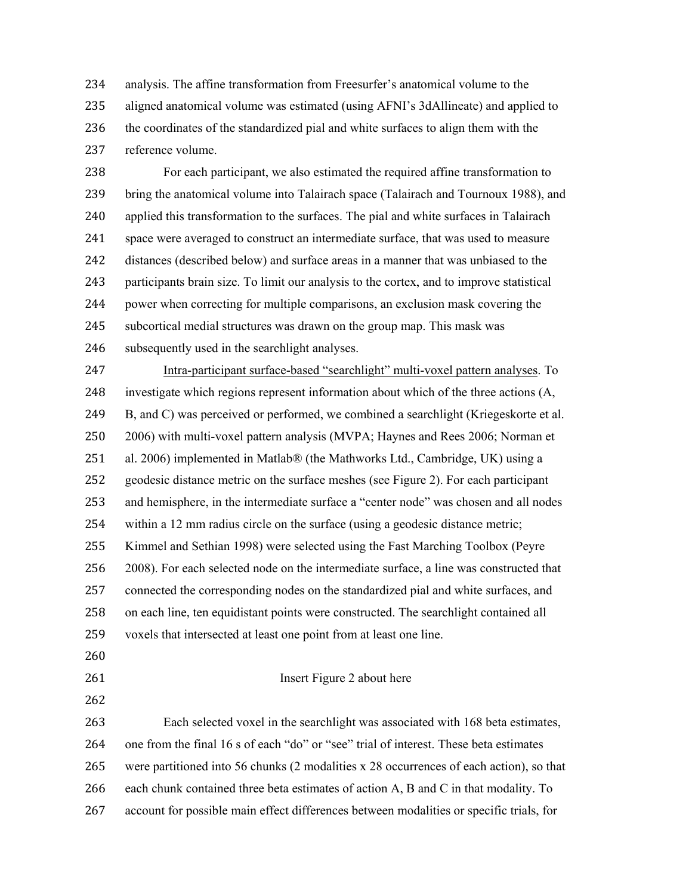analysis. The affine transformation from Freesurfer's anatomical volume to the aligned anatomical volume was estimated (using AFNI's 3dAllineate) and applied to the coordinates of the standardized pial and white surfaces to align them with the reference volume.

For each participant, we also estimated the required affine transformation to bring the anatomical volume into Talairach space (Talairach and Tournoux 1988), and applied this transformation to the surfaces. The pial and white surfaces in Talairach space were averaged to construct an intermediate surface, that was used to measure distances (described below) and surface areas in a manner that was unbiased to the participants brain size. To limit our analysis to the cortex, and to improve statistical power when correcting for multiple comparisons, an exclusion mask covering the subcortical medial structures was drawn on the group map. This mask was subsequently used in the searchlight analyses.

Intra-participant surface-based "searchlight" multi-voxel pattern analyses. To investigate which regions represent information about which of the three actions (A, B, and C) was perceived or performed, we combined a searchlight (Kriegeskorte et al. 2006) with multi-voxel pattern analysis (MVPA; Haynes and Rees 2006; Norman et al. 2006) implemented in Matlab® (the Mathworks Ltd., Cambridge, UK) using a geodesic distance metric on the surface meshes (see Figure 2). For each participant and hemisphere, in the intermediate surface a "center node" was chosen and all nodes within a 12 mm radius circle on the surface (using a geodesic distance metric; Kimmel and Sethian 1998) were selected using the Fast Marching Toolbox (Peyre 2008). For each selected node on the intermediate surface, a line was constructed that connected the corresponding nodes on the standardized pial and white surfaces, and on each line, ten equidistant points were constructed. The searchlight contained all voxels that intersected at least one point from at least one line.

Insert Figure 2 about here

Each selected voxel in the searchlight was associated with 168 beta estimates, one from the final 16 s of each "do" or "see" trial of interest. These beta estimates were partitioned into 56 chunks (2 modalities x 28 occurrences of each action), so that each chunk contained three beta estimates of action A, B and C in that modality. To account for possible main effect differences between modalities or specific trials, for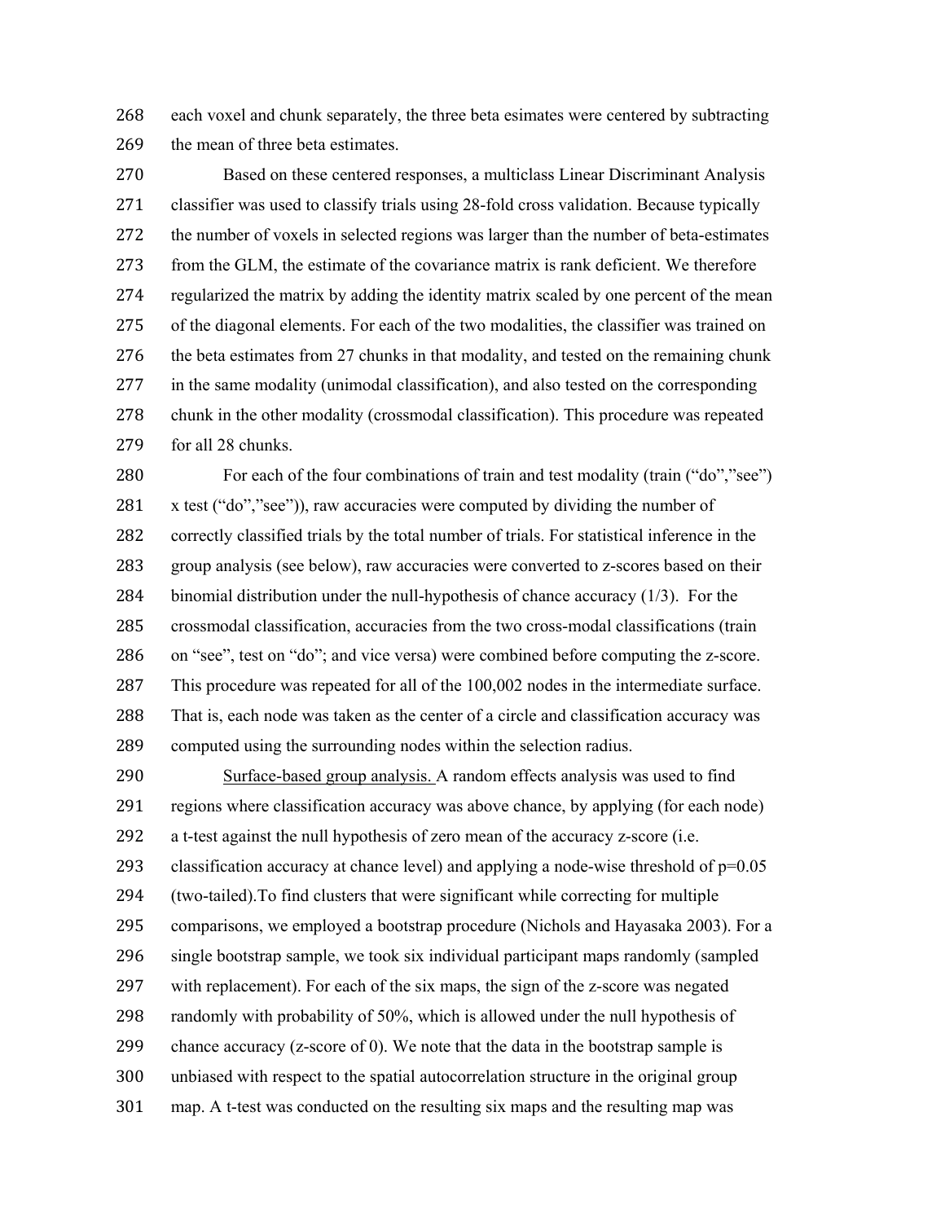each voxel and chunk separately, the three beta esimates were centered by subtracting the mean of three beta estimates.

Based on these centered responses, a multiclass Linear Discriminant Analysis classifier was used to classify trials using 28-fold cross validation. Because typically the number of voxels in selected regions was larger than the number of beta-estimates from the GLM, the estimate of the covariance matrix is rank deficient. We therefore regularized the matrix by adding the identity matrix scaled by one percent of the mean of the diagonal elements. For each of the two modalities, the classifier was trained on the beta estimates from 27 chunks in that modality, and tested on the remaining chunk in the same modality (unimodal classification), and also tested on the corresponding chunk in the other modality (crossmodal classification). This procedure was repeated for all 28 chunks.

For each of the four combinations of train and test modality (train ("do","see") x test ("do","see")), raw accuracies were computed by dividing the number of correctly classified trials by the total number of trials. For statistical inference in the group analysis (see below), raw accuracies were converted to z-scores based on their binomial distribution under the null-hypothesis of chance accuracy (1/3). For the crossmodal classification, accuracies from the two cross-modal classifications (train on "see", test on "do"; and vice versa) were combined before computing the z-score. This procedure was repeated for all of the 100,002 nodes in the intermediate surface. That is, each node was taken as the center of a circle and classification accuracy was computed using the surrounding nodes within the selection radius.

Surface-based group analysis. A random effects analysis was used to find regions where classification accuracy was above chance, by applying (for each node) a t-test against the null hypothesis of zero mean of the accuracy z-score (i.e. classification accuracy at chance level) and applying a node-wise threshold of $p$=0.05 (two-tailed).To find clusters that were significant while correcting for multiple comparisons, we employed a bootstrap procedure (Nichols and Hayasaka 2003). For a single bootstrap sample, we took six individual participant maps randomly (sampled with replacement). For each of the six maps, the sign of the z-score was negated randomly with probability of 50%, which is allowed under the null hypothesis of chance accuracy (z-score of 0). We note that the data in the bootstrap sample is unbiased with respect to the spatial autocorrelation structure in the original group map. A t-test was conducted on the resulting six maps and the resulting map was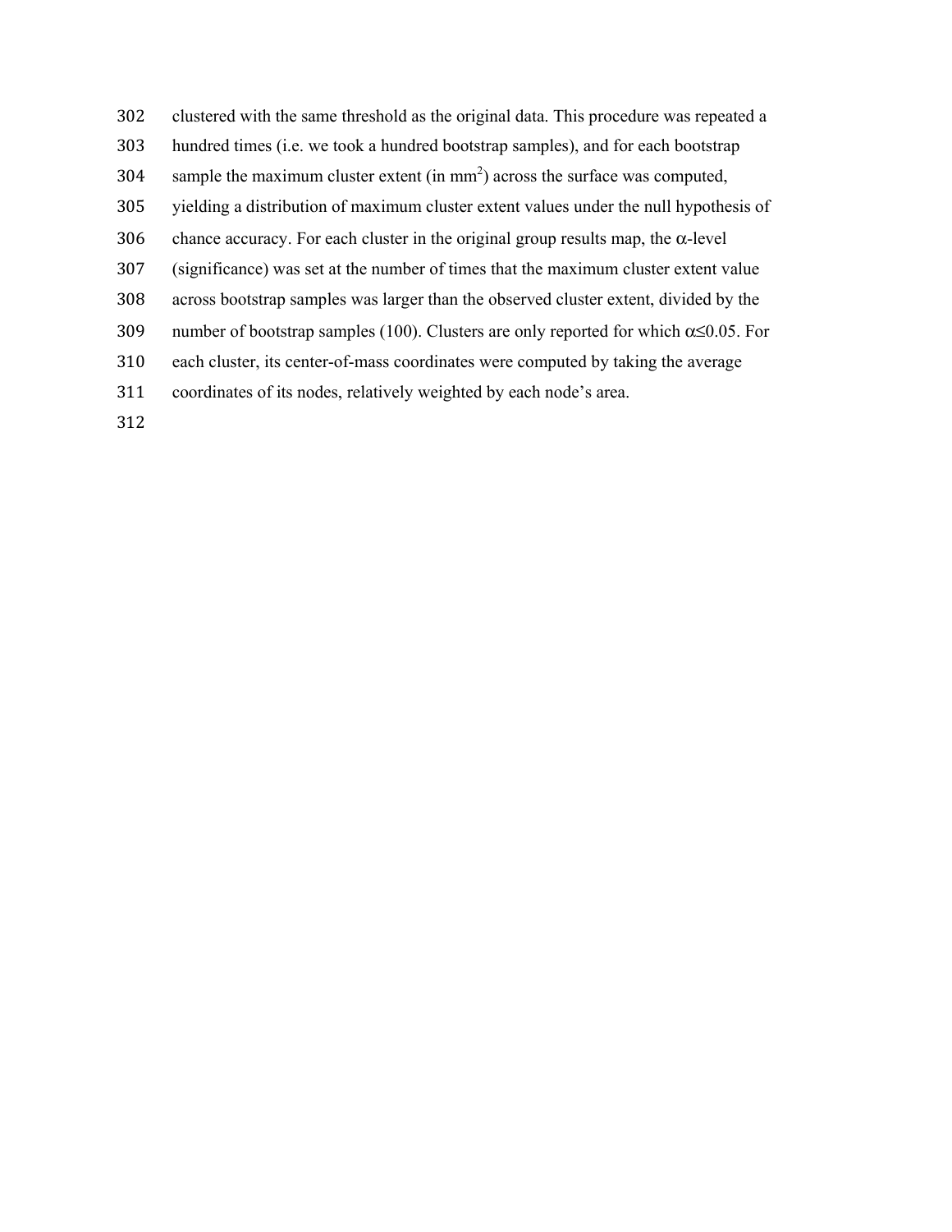clustered with the same threshold as the original data. This procedure was repeated a hundred times (i.e. we took a hundred bootstrap samples), and for each bootstrap sample the maximum cluster extent (in $mm^2$) across the surface was computed, yielding a distribution of maximum cluster extent values under the null hypothesis of chance accuracy. For each cluster in the original group results map, the $\alpha$-level (significance) was set at the number of times that the maximum cluster extent value across bootstrap samples was larger than the observed cluster extent, divided by the number of bootstrap samples (100). Clusters are only reported for which $\alpha \leq 0.05$. For each cluster, its center-of-mass coordinates were computed by taking the average coordinates of its nodes, relatively weighted by each node's area.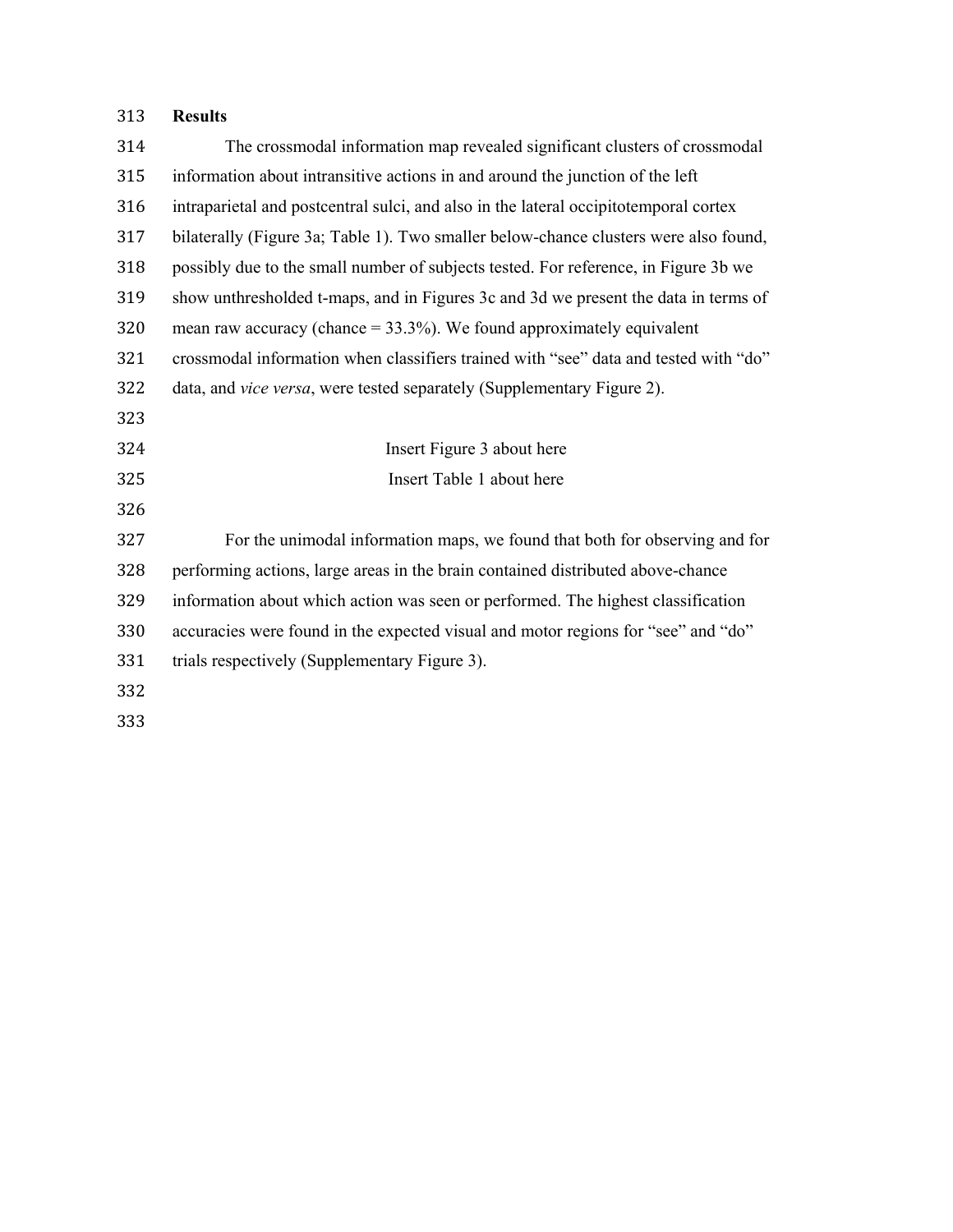**Results**

The crossmodal information map revealed significant clusters of crossmodal information about intransitive actions in and around the junction of the left intraparietal and postcentral sulci, and also in the lateral occipitotemporal cortex bilaterally (Figure 3a; Table 1). Two smaller below-chance clusters were also found, possibly due to the small number of subjects tested. For reference, in Figure 3b we show unthresholded t-maps, and in Figures 3c and 3d we present the data in terms of mean raw accuracy (chance = 33.3%). We found approximately equivalent crossmodal information when classifiers trained with "see" data and tested with "do" data, and *vice versa*, were tested separately (Supplementary Figure 2).

Insert Figure 3 about here

Insert Table 1 about here

For the unimodal information maps, we found that both for observing and for performing actions, large areas in the brain contained distributed above-chance information about which action was seen or performed. The highest classification accuracies were found in the expected visual and motor regions for "see" and "do" trials respectively (Supplementary Figure 3).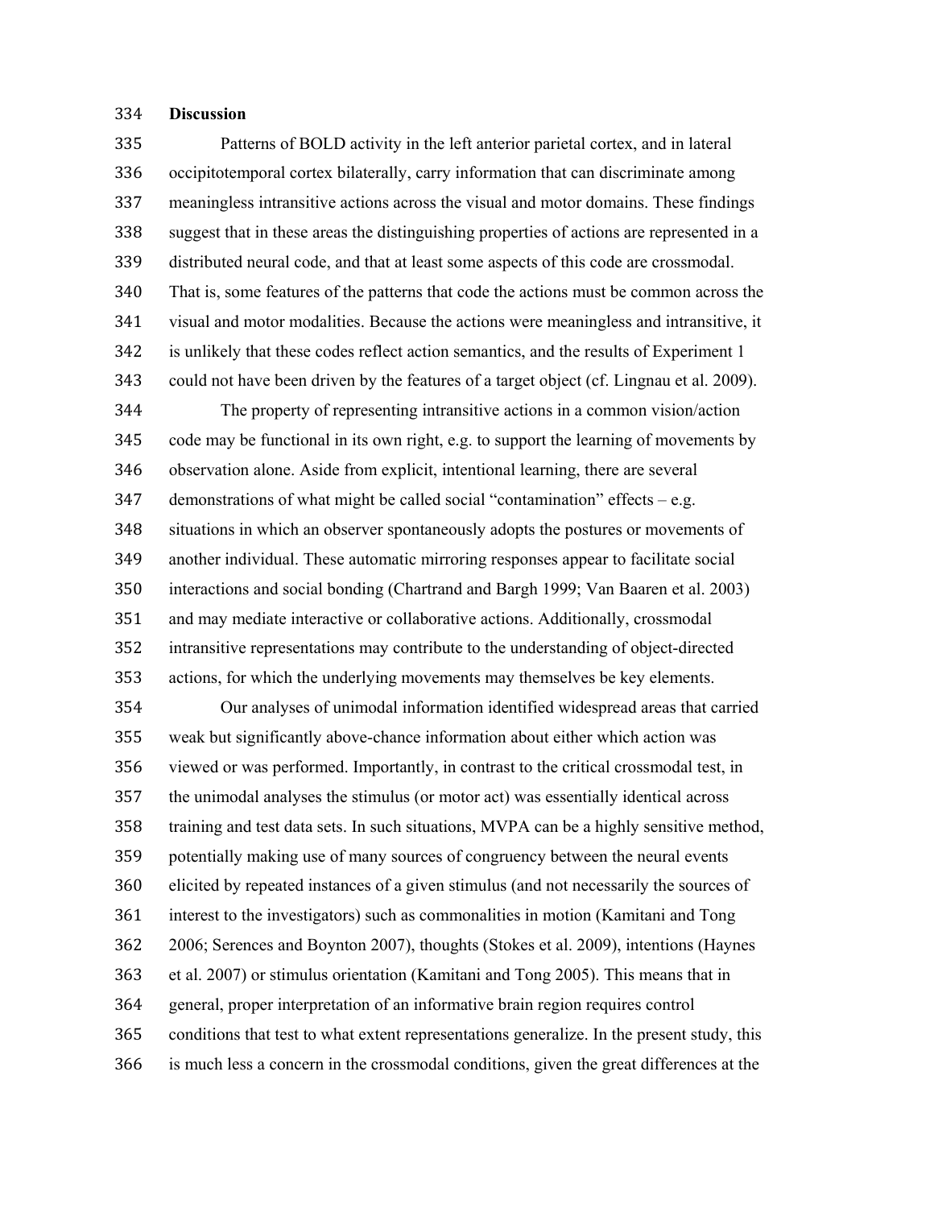## Discussion

Patterns of BOLD activity in the left anterior parietal cortex, and in lateral occipitotemporal cortex bilaterally, carry information that can discriminate among meaningless intransitive actions across the visual and motor domains. These findings suggest that in these areas the distinguishing properties of actions are represented in a distributed neural code, and that at least some aspects of this code are crossmodal. That is, some features of the patterns that code the actions must be common across the visual and motor modalities. Because the actions were meaningless and intransitive, it is unlikely that these codes reflect action semantics, and the results of Experiment 1 could not have been driven by the features of a target object (cf. Lingnau et al. 2009).

The property of representing intransitive actions in a common vision/action code may be functional in its own right, e.g. to support the learning of movements by observation alone. Aside from explicit, intentional learning, there are several demonstrations of what might be called social "contamination" effects – e.g. situations in which an observer spontaneously adopts the postures or movements of another individual. These automatic mirroring responses appear to facilitate social interactions and social bonding (Chartrand and Bargh 1999; Van Baaren et al. 2003) and may mediate interactive or collaborative actions. Additionally, crossmodal intransitive representations may contribute to the understanding of object-directed actions, for which the underlying movements may themselves be key elements.

Our analyses of unimodal information identified widespread areas that carried weak but significantly above-chance information about either which action was viewed or was performed. Importantly, in contrast to the critical crossmodal test, in the unimodal analyses the stimulus (or motor act) was essentially identical across training and test data sets. In such situations, MVPA can be a highly sensitive method, potentially making use of many sources of congruency between the neural events elicited by repeated instances of a given stimulus (and not necessarily the sources of interest to the investigators) such as commonalities in motion (Kamitani and Tong 2006; Serences and Boynton 2007), thoughts (Stokes et al. 2009), intentions (Haynes et al. 2007) or stimulus orientation (Kamitani and Tong 2005). This means that in general, proper interpretation of an informative brain region requires control conditions that test to what extent representations generalize. In the present study, this is much less a concern in the crossmodal conditions, given the great differences at the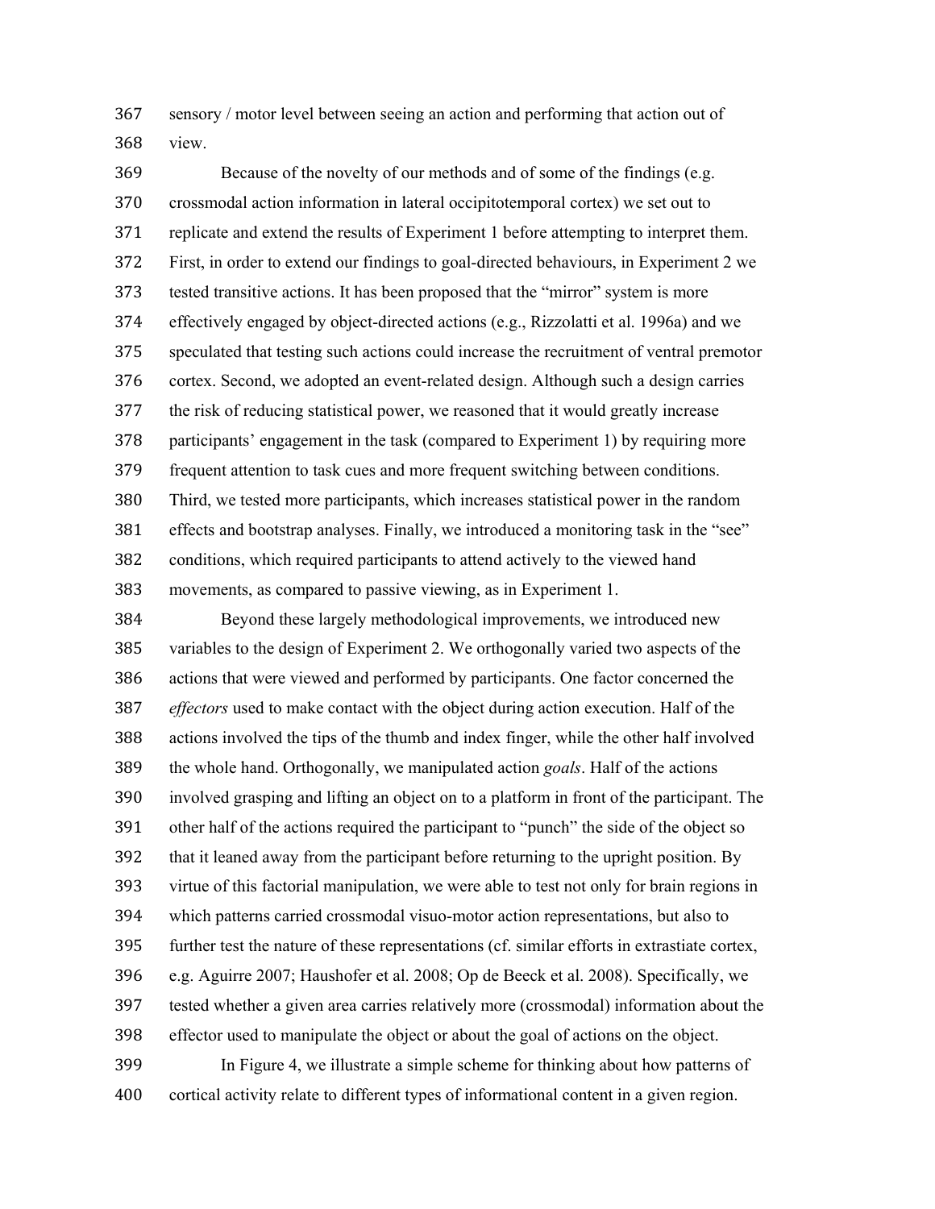sensory / motor level between seeing an action and performing that action out of view.

Because of the novelty of our methods and of some of the findings (e.g. crossmodal action information in lateral occipitotemporal cortex) we set out to replicate and extend the results of Experiment 1 before attempting to interpret them. First, in order to extend our findings to goal-directed behaviours, in Experiment 2 we tested transitive actions. It has been proposed that the "mirror" system is more effectively engaged by object-directed actions (e.g., Rizzolatti et al. 1996a) and we speculated that testing such actions could increase the recruitment of ventral premotor cortex. Second, we adopted an event-related design. Although such a design carries the risk of reducing statistical power, we reasoned that it would greatly increase participants' engagement in the task (compared to Experiment 1) by requiring more frequent attention to task cues and more frequent switching between conditions. Third, we tested more participants, which increases statistical power in the random effects and bootstrap analyses. Finally, we introduced a monitoring task in the "see" conditions, which required participants to attend actively to the viewed hand movements, as compared to passive viewing, as in Experiment 1.

Beyond these largely methodological improvements, we introduced new variables to the design of Experiment 2. We orthogonally varied two aspects of the actions that were viewed and performed by participants. One factor concerned the *effectors* used to make contact with the object during action execution. Half of the actions involved the tips of the thumb and index finger, while the other half involved the whole hand. Orthogonally, we manipulated action *goals*. Half of the actions involved grasping and lifting an object on to a platform in front of the participant. The other half of the actions required the participant to "punch" the side of the object so that it leaned away from the participant before returning to the upright position. By virtue of this factorial manipulation, we were able to test not only for brain regions in which patterns carried crossmodal visuo-motor action representations, but also to further test the nature of these representations (cf. similar efforts in extrastiate cortex, e.g. Aguirre 2007; Haushofer et al. 2008; Op de Beeck et al. 2008). Specifically, we tested whether a given area carries relatively more (crossmodal) information about the effector used to manipulate the object or about the goal of actions on the object.

In Figure 4, we illustrate a simple scheme for thinking about how patterns of cortical activity relate to different types of informational content in a given region.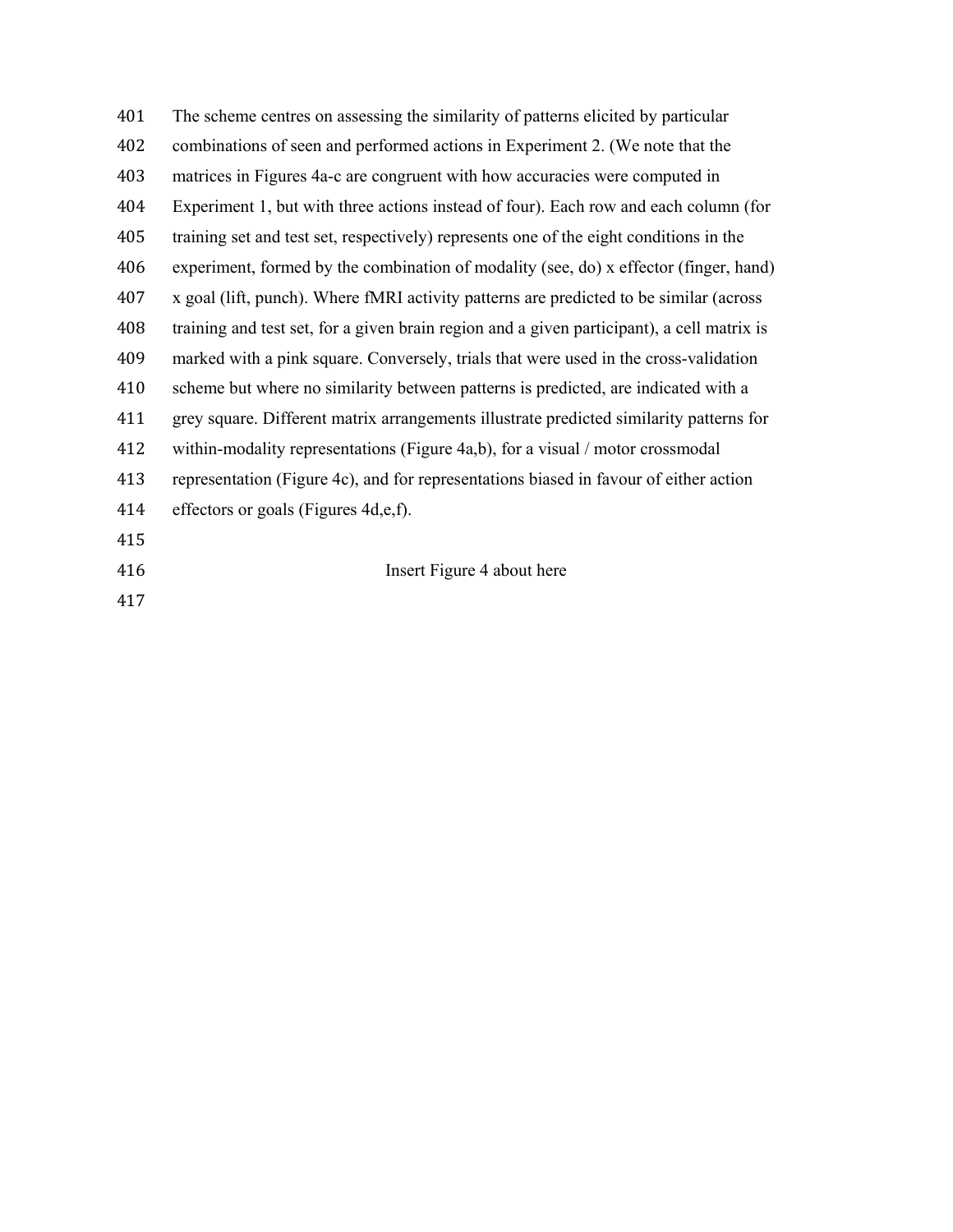The scheme centres on assessing the similarity of patterns elicited by particular combinations of seen and performed actions in Experiment 2. (We note that the matrices in Figures 4a-c are congruent with how accuracies were computed in Experiment 1, but with three actions instead of four). Each row and each column (for training set and test set, respectively) represents one of the eight conditions in the experiment, formed by the combination of modality (see, do) x effector (finger, hand) x goal (lift, punch). Where fMRI activity patterns are predicted to be similar (across training and test set, for a given brain region and a given participant), a cell matrix is marked with a pink square. Conversely, trials that were used in the cross-validation scheme but where no similarity between patterns is predicted, are indicated with a grey square. Different matrix arrangements illustrate predicted similarity patterns for within-modality representations (Figure 4a,b), for a visual / motor crossmodal representation (Figure 4c), and for representations biased in favour of either action effectors or goals (Figures 4d,e,f).

Insert Figure 4 about here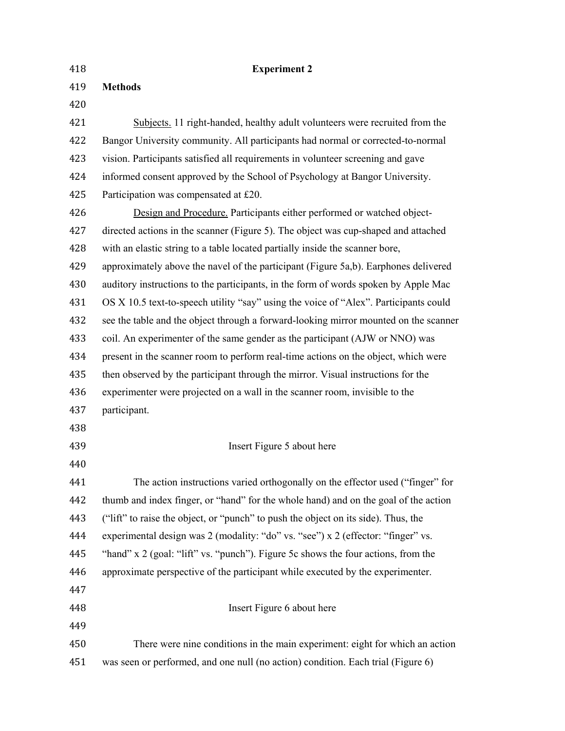# Experiment 2

## Methods

Subjects. 11 right-handed, healthy adult volunteers were recruited from the Bangor University community. All participants had normal or corrected-to-normal vision. Participants satisfied all requirements in volunteer screening and gave informed consent approved by the School of Psychology at Bangor University. Participation was compensated at £20.

Design and Procedure. Participants either performed or watched object-directed actions in the scanner (Figure 5). The object was cup-shaped and attached with an elastic string to a table located partially inside the scanner bore, approximately above the navel of the participant (Figure 5a,b). Earphones delivered auditory instructions to the participants, in the form of words spoken by Apple Mac OS X 10.5 text-to-speech utility "say" using the voice of "Alex". Participants could see the table and the object through a forward-looking mirror mounted on the scanner coil. An experimenter of the same gender as the participant (AJW or NNO) was present in the scanner room to perform real-time actions on the object, which were then observed by the participant through the mirror. Visual instructions for the experimenter were projected on a wall in the scanner room, invisible to the participant.

Insert Figure 5 about here

The action instructions varied orthogonally on the effector used ("finger" for thumb and index finger, or "hand" for the whole hand) and on the goal of the action ("lift" to raise the object, or "punch" to push the object on its side). Thus, the experimental design was 2 (modality: "do" vs. "see") x 2 (effector: "finger" vs. "hand" x 2 (goal: "lift" vs. "punch"). Figure 5c shows the four actions, from the approximate perspective of the participant while executed by the experimenter.

Insert Figure 6 about here

There were nine conditions in the main experiment: eight for which an action was seen or performed, and one null (no action) condition. Each trial (Figure 6)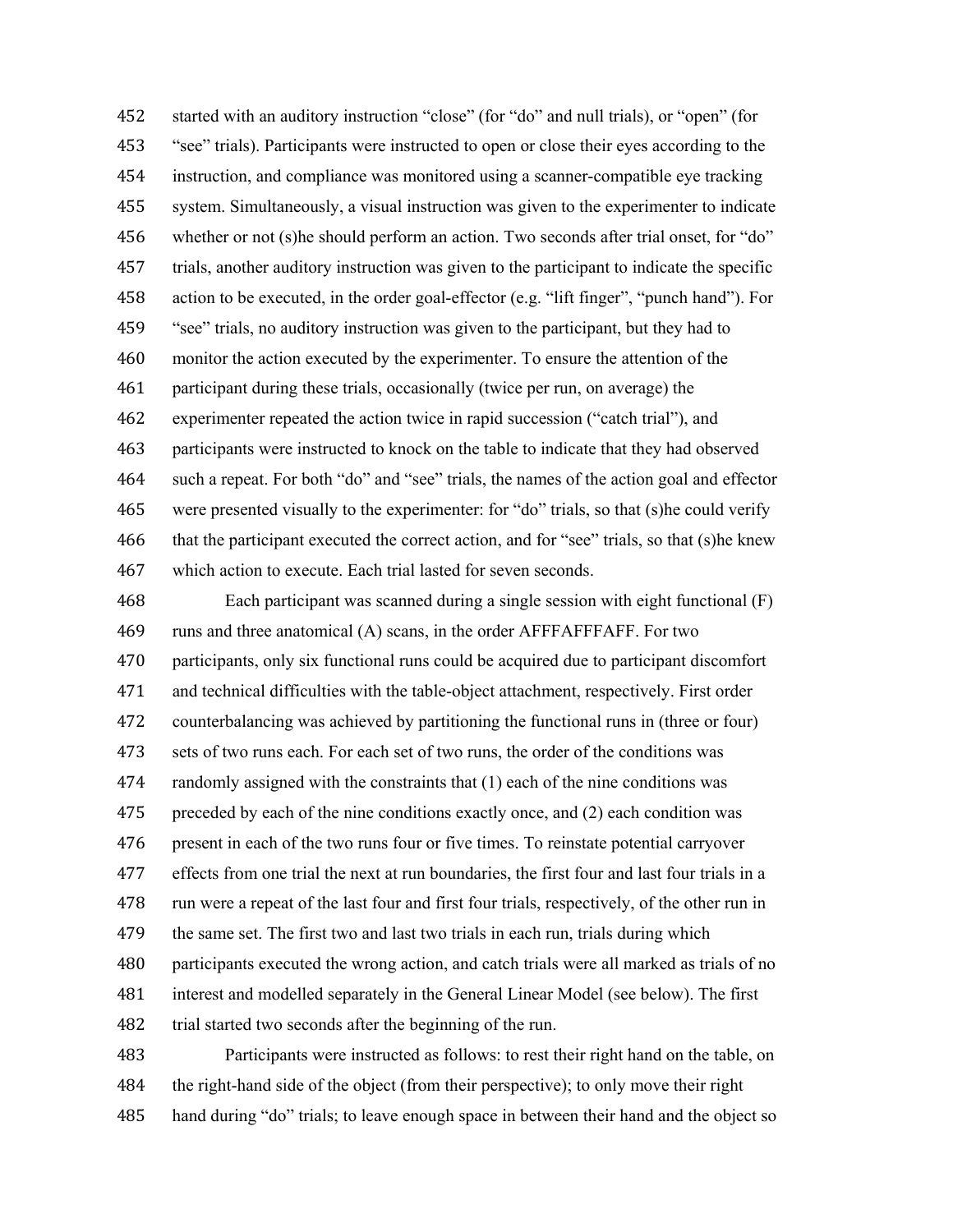started with an auditory instruction "close" (for "do" and null trials), or "open" (for "see" trials). Participants were instructed to open or close their eyes according to the instruction, and compliance was monitored using a scanner-compatible eye tracking system. Simultaneously, a visual instruction was given to the experimenter to indicate whether or not (s)he should perform an action. Two seconds after trial onset, for "do" trials, another auditory instruction was given to the participant to indicate the specific action to be executed, in the order goal-effector (e.g. "lift finger", "punch hand"). For "see" trials, no auditory instruction was given to the participant, but they had to monitor the action executed by the experimenter. To ensure the attention of the participant during these trials, occasionally (twice per run, on average) the experimenter repeated the action twice in rapid succession ("catch trial"), and participants were instructed to knock on the table to indicate that they had observed such a repeat. For both "do" and "see" trials, the names of the action goal and effector were presented visually to the experimenter: for "do" trials, so that (s)he could verify that the participant executed the correct action, and for "see" trials, so that (s)he knew which action to execute. Each trial lasted for seven seconds.

Each participant was scanned during a single session with eight functional (F) runs and three anatomical (A) scans, in the order AFFFAFFFAFF. For two participants, only six functional runs could be acquired due to participant discomfort and technical difficulties with the table-object attachment, respectively. First order counterbalancing was achieved by partitioning the functional runs in (three or four) sets of two runs each. For each set of two runs, the order of the conditions was randomly assigned with the constraints that (1) each of the nine conditions was preceded by each of the nine conditions exactly once, and (2) each condition was present in each of the two runs four or five times. To reinstate potential carryover effects from one trial the next at run boundaries, the first four and last four trials in a run were a repeat of the last four and first four trials, respectively, of the other run in the same set. The first two and last two trials in each run, trials during which participants executed the wrong action, and catch trials were all marked as trials of no interest and modelled separately in the General Linear Model (see below). The first trial started two seconds after the beginning of the run.

Participants were instructed as follows: to rest their right hand on the table, on the right-hand side of the object (from their perspective); to only move their right hand during "do" trials; to leave enough space in between their hand and the object so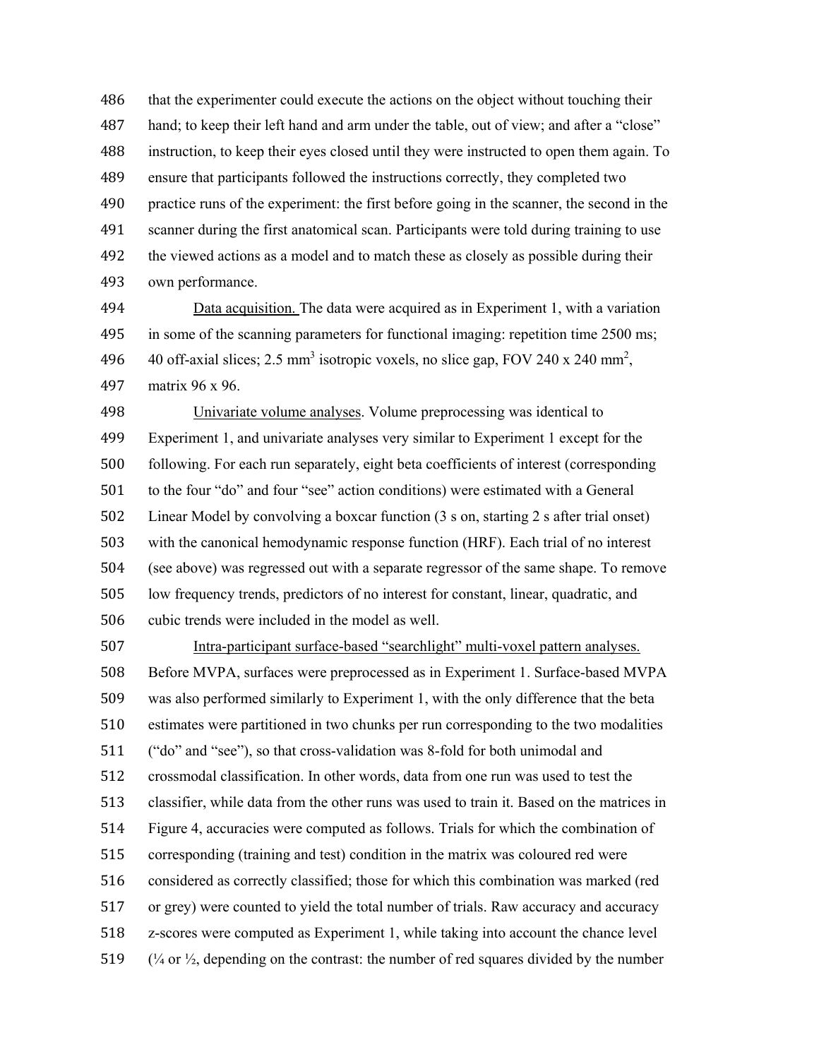that the experimenter could execute the actions on the object without touching their hand; to keep their left hand and arm under the table, out of view; and after a "close" instruction, to keep their eyes closed until they were instructed to open them again. To ensure that participants followed the instructions correctly, they completed two practice runs of the experiment: the first before going in the scanner, the second in the scanner during the first anatomical scan. Participants were told during training to use the viewed actions as a model and to match these as closely as possible during their own performance.

Data acquisition. The data were acquired as in Experiment 1, with a variation in some of the scanning parameters for functional imaging: repetition time 2500 ms; 40 off-axial slices; 2.5 $mm^3$ isotropic voxels, no slice gap, FOV 240 x 240 $mm^2$, matrix 96 x 96.

Univariate volume analyses. Volume preprocessing was identical to Experiment 1, and univariate analyses very similar to Experiment 1 except for the following. For each run separately, eight beta coefficients of interest (corresponding to the four "do" and four "see" action conditions) were estimated with a General Linear Model by convolving a boxcar function (3 s on, starting 2 s after trial onset) with the canonical hemodynamic response function (HRF). Each trial of no interest (see above) was regressed out with a separate regressor of the same shape. To remove low frequency trends, predictors of no interest for constant, linear, quadratic, and cubic trends were included in the model as well.

Intra-participant surface-based "searchlight" multi-voxel pattern analyses. Before MVPA, surfaces were preprocessed as in Experiment 1. Surface-based MVPA was also performed similarly to Experiment 1, with the only difference that the beta estimates were partitioned in two chunks per run corresponding to the two modalities ("do" and "see"), so that cross-validation was 8-fold for both unimodal and crossmodal classification. In other words, data from one run was used to test the classifier, while data from the other runs was used to train it. Based on the matrices in Figure 4, accuracies were computed as follows. Trials for which the combination of corresponding (training and test) condition in the matrix was coloured red were considered as correctly classified; those for which this combination was marked (red or grey) were counted to yield the total number of trials. Raw accuracy and accuracy z-scores were computed as Experiment 1, while taking into account the chance level (¼ or ½, depending on the contrast: the number of red squares divided by the number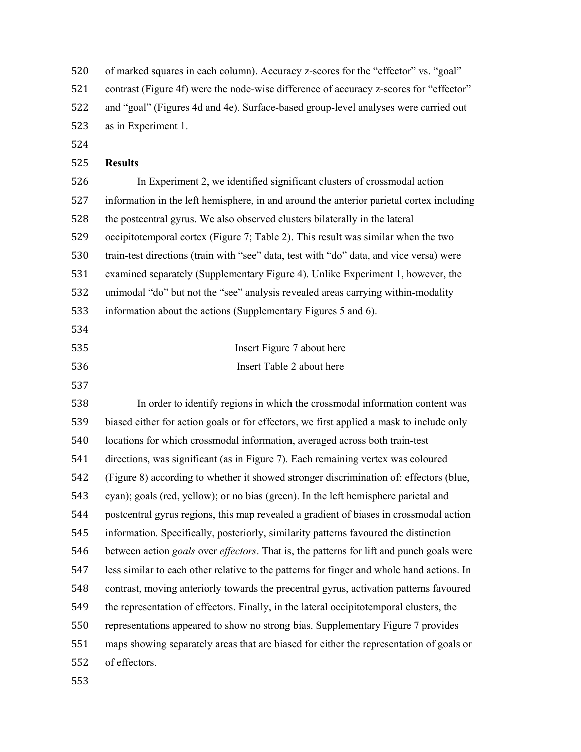of marked squares in each column). Accuracy z-scores for the "effector" vs. "goal" contrast (Figure 4f) were the node-wise difference of accuracy z-scores for "effector" and "goal" (Figures 4d and 4e). Surface-based group-level analyses were carried out as in Experiment 1.

**Results**

In Experiment 2, we identified significant clusters of crossmodal action information in the left hemisphere, in and around the anterior parietal cortex including the postcentral gyrus. We also observed clusters bilaterally in the lateral occipitotemporal cortex (Figure 7; Table 2). This result was similar when the two train-test directions (train with "see" data, test with "do" data, and vice versa) were examined separately (Supplementary Figure 4). Unlike Experiment 1, however, the unimodal "do" but not the "see" analysis revealed areas carrying within-modality information about the actions (Supplementary Figures 5 and 6).

Insert Figure 7 about here

Insert Table 2 about here

In order to identify regions in which the crossmodal information content was biased either for action goals or for effectors, we first applied a mask to include only locations for which crossmodal information, averaged across both train-test directions, was significant (as in Figure 7). Each remaining vertex was coloured (Figure 8) according to whether it showed stronger discrimination of: effectors (blue, cyan); goals (red, yellow); or no bias (green). In the left hemisphere parietal and postcentral gyrus regions, this map revealed a gradient of biases in crossmodal action information. Specifically, posteriorly, similarity patterns favoured the distinction between action *goals* over *effectors*. That is, the patterns for lift and punch goals were less similar to each other relative to the patterns for finger and whole hand actions. In contrast, moving anteriorly towards the precentral gyrus, activation patterns favoured the representation of effectors. Finally, in the lateral occipitotemporal clusters, the representations appeared to show no strong bias. Supplementary Figure 7 provides maps showing separately areas that are biased for either the representation of goals or of effectors.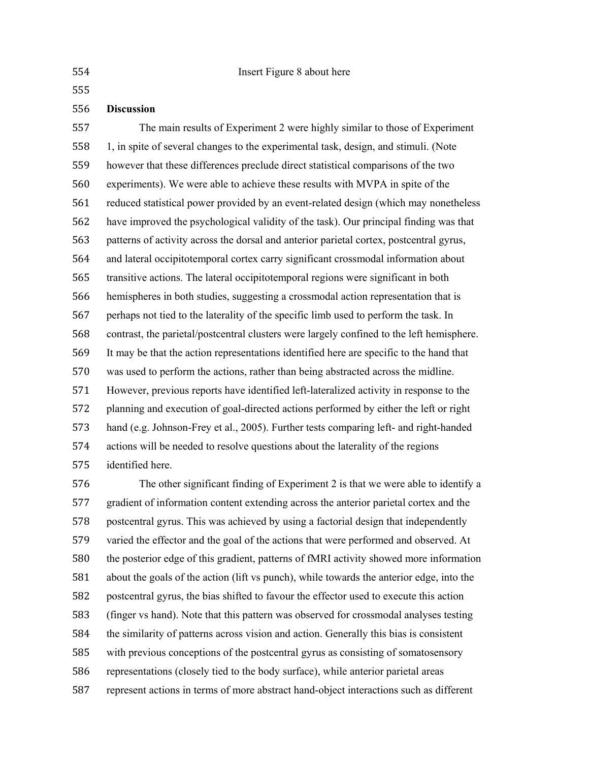Insert Figure 8 about here

**Discussion**

The main results of Experiment 2 were highly similar to those of Experiment 1, in spite of several changes to the experimental task, design, and stimuli. (Note however that these differences preclude direct statistical comparisons of the two experiments). We were able to achieve these results with MVPA in spite of the reduced statistical power provided by an event-related design (which may nonetheless have improved the psychological validity of the task). Our principal finding was that patterns of activity across the dorsal and anterior parietal cortex, postcentral gyrus, and lateral occipitotemporal cortex carry significant crossmodal information about transitive actions. The lateral occipitotemporal regions were significant in both hemispheres in both studies, suggesting a crossmodal action representation that is perhaps not tied to the laterality of the specific limb used to perform the task. In contrast, the parietal/postcentral clusters were largely confined to the left hemisphere. It may be that the action representations identified here are specific to the hand that was used to perform the actions, rather than being abstracted across the midline. However, previous reports have identified left-lateralized activity in response to the planning and execution of goal-directed actions performed by either the left or right hand (e.g. Johnson-Frey et al., 2005). Further tests comparing left- and right-handed actions will be needed to resolve questions about the laterality of the regions identified here.

The other significant finding of Experiment 2 is that we were able to identify a gradient of information content extending across the anterior parietal cortex and the postcentral gyrus. This was achieved by using a factorial design that independently varied the effector and the goal of the actions that were performed and observed. At the posterior edge of this gradient, patterns of fMRI activity showed more information about the goals of the action (lift vs punch), while towards the anterior edge, into the postcentral gyrus, the bias shifted to favour the effector used to execute this action (finger vs hand). Note that this pattern was observed for crossmodal analyses testing the similarity of patterns across vision and action. Generally this bias is consistent with previous conceptions of the postcentral gyrus as consisting of somatosensory representations (closely tied to the body surface), while anterior parietal areas represent actions in terms of more abstract hand-object interactions such as different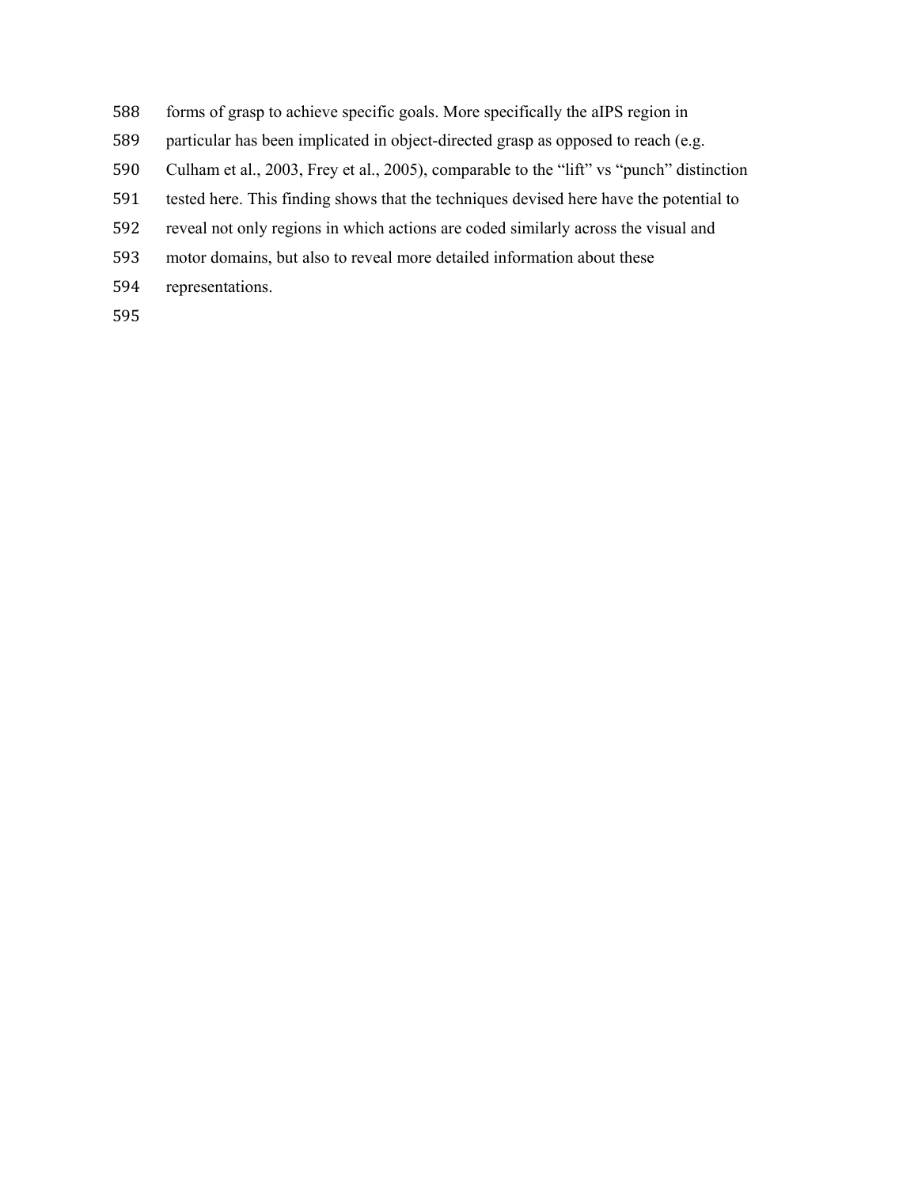forms of grasp to achieve specific goals. More specifically the aIPS region in particular has been implicated in object-directed grasp as opposed to reach (e.g. Culham et al., 2003, Frey et al., 2005), comparable to the "lift" vs "punch" distinction tested here. This finding shows that the techniques devised here have the potential to reveal not only regions in which actions are coded similarly across the visual and motor domains, but also to reveal more detailed information about these representations.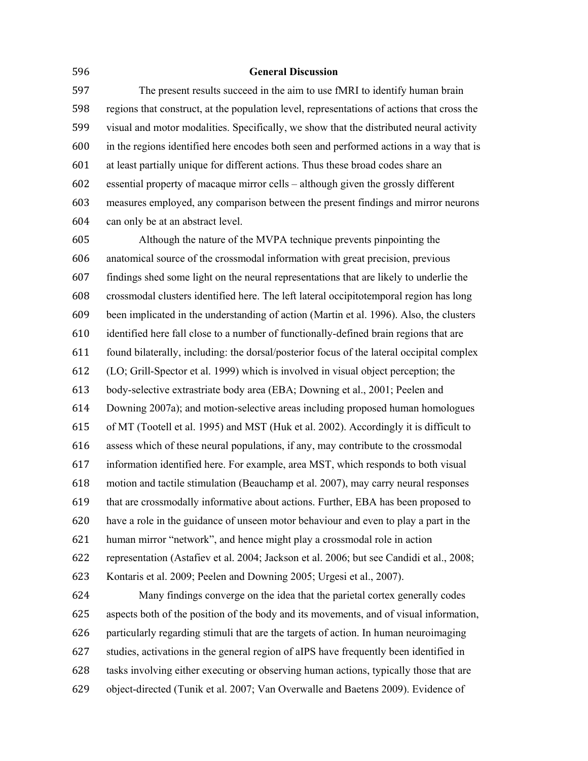## General Discussion

The present results succeed in the aim to use fMRI to identify human brain regions that construct, at the population level, representations of actions that cross the visual and motor modalities. Specifically, we show that the distributed neural activity in the regions identified here encodes both seen and performed actions in a way that is at least partially unique for different actions. Thus these broad codes share an essential property of macaque mirror cells – although given the grossly different measures employed, any comparison between the present findings and mirror neurons can only be at an abstract level.

Although the nature of the MVPA technique prevents pinpointing the anatomical source of the crossmodal information with great precision, previous findings shed some light on the neural representations that are likely to underlie the crossmodal clusters identified here. The left lateral occipitotemporal region has long been implicated in the understanding of action (Martin et al. 1996). Also, the clusters identified here fall close to a number of functionally-defined brain regions that are found bilaterally, including: the dorsal/posterior focus of the lateral occipital complex (LO; Grill-Spector et al. 1999) which is involved in visual object perception; the body-selective extrastriate body area (EBA; Downing et al., 2001; Peelen and Downing 2007a); and motion-selective areas including proposed human homologues of MT (Tootell et al. 1995) and MST (Huk et al. 2002). Accordingly it is difficult to assess which of these neural populations, if any, may contribute to the crossmodal information identified here. For example, area MST, which responds to both visual motion and tactile stimulation (Beauchamp et al. 2007), may carry neural responses that are crossmodally informative about actions. Further, EBA has been proposed to have a role in the guidance of unseen motor behaviour and even to play a part in the human mirror "network", and hence might play a crossmodal role in action representation (Astafiev et al. 2004; Jackson et al. 2006; but see Candidi et al., 2008; Kontaris et al. 2009; Peelen and Downing 2005; Urgesi et al., 2007).

Many findings converge on the idea that the parietal cortex generally codes aspects both of the position of the body and its movements, and of visual information, particularly regarding stimuli that are the targets of action. In human neuroimaging studies, activations in the general region of aIPS have frequently been identified in tasks involving either executing or observing human actions, typically those that are object-directed (Tunik et al. 2007; Van Overwalle and Baetens 2009). Evidence of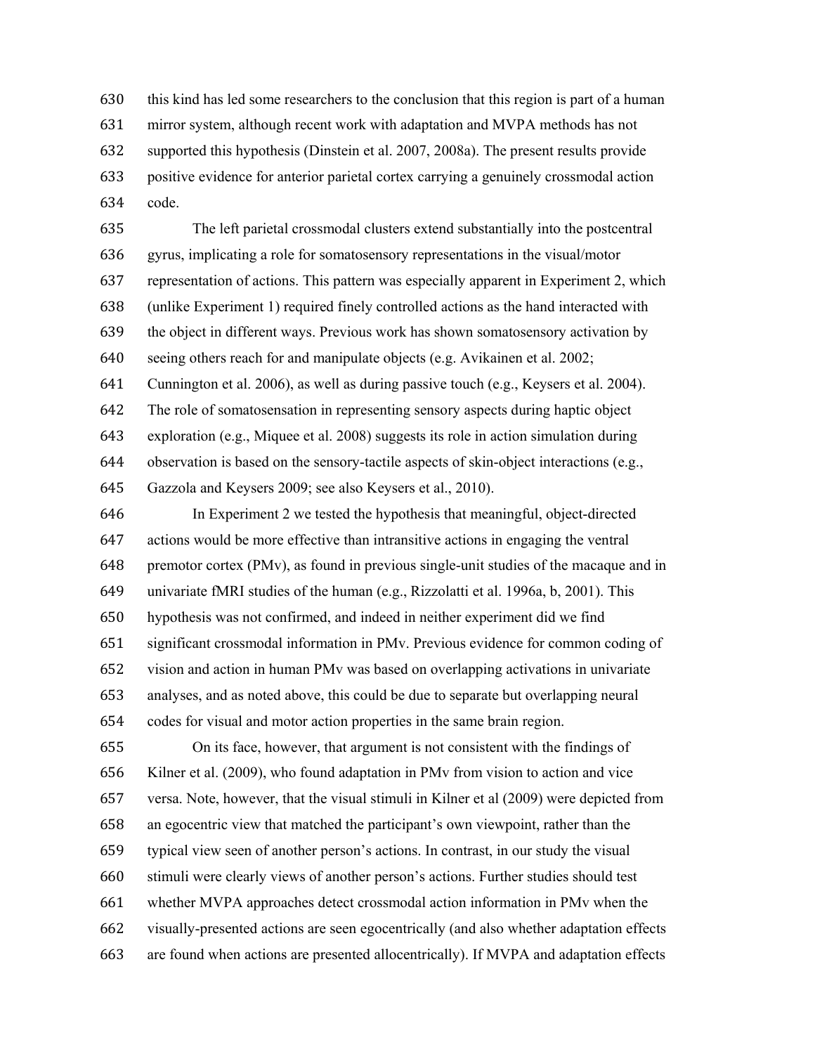this kind has led some researchers to the conclusion that this region is part of a human mirror system, although recent work with adaptation and MVPA methods has not supported this hypothesis (Dinstein et al. 2007, 2008a). The present results provide positive evidence for anterior parietal cortex carrying a genuinely crossmodal action code.

The left parietal crossmodal clusters extend substantially into the postcentral gyrus, implicating a role for somatosensory representations in the visual/motor representation of actions. This pattern was especially apparent in Experiment 2, which (unlike Experiment 1) required finely controlled actions as the hand interacted with the object in different ways. Previous work has shown somatosensory activation by seeing others reach for and manipulate objects (e.g. Avikainen et al. 2002; Cunnington et al. 2006), as well as during passive touch (e.g., Keysers et al. 2004). The role of somatosensation in representing sensory aspects during haptic object exploration (e.g., Miquee et al. 2008) suggests its role in action simulation during observation is based on the sensory-tactile aspects of skin-object interactions (e.g., Gazzola and Keysers 2009; see also Keysers et al., 2010).

In Experiment 2 we tested the hypothesis that meaningful, object-directed actions would be more effective than intransitive actions in engaging the ventral premotor cortex (PMv), as found in previous single-unit studies of the macaque and in univariate fMRI studies of the human (e.g., Rizzolatti et al. 1996a, b, 2001). This hypothesis was not confirmed, and indeed in neither experiment did we find significant crossmodal information in PMv. Previous evidence for common coding of vision and action in human PMv was based on overlapping activations in univariate analyses, and as noted above, this could be due to separate but overlapping neural codes for visual and motor action properties in the same brain region.

On its face, however, that argument is not consistent with the findings of Kilner et al. (2009), who found adaptation in PMv from vision to action and vice versa. Note, however, that the visual stimuli in Kilner et al (2009) were depicted from an egocentric view that matched the participant's own viewpoint, rather than the typical view seen of another person's actions. In contrast, in our study the visual stimuli were clearly views of another person's actions. Further studies should test whether MVPA approaches detect crossmodal action information in PMv when the visually-presented actions are seen egocentrically (and also whether adaptation effects are found when actions are presented allocentrically). If MVPA and adaptation effects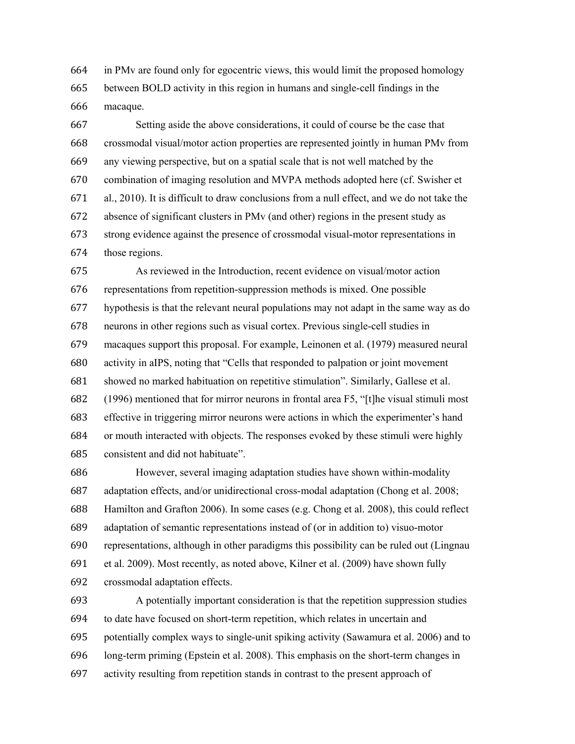in PMv are found only for egocentric views, this would limit the proposed homology between BOLD activity in this region in humans and single-cell findings in the macaque.

Setting aside the above considerations, it could of course be the case that crossmodal visual/motor action properties are represented jointly in human PMv from any viewing perspective, but on a spatial scale that is not well matched by the combination of imaging resolution and MVPA methods adopted here (cf. Swisher et al., 2010). It is difficult to draw conclusions from a null effect, and we do not take the absence of significant clusters in PMv (and other) regions in the present study as strong evidence against the presence of crossmodal visual-motor representations in those regions.

As reviewed in the Introduction, recent evidence on visual/motor action representations from repetition-suppression methods is mixed. One possible hypothesis is that the relevant neural populations may not adapt in the same way as do neurons in other regions such as visual cortex. Previous single-cell studies in macaques support this proposal. For example, Leinonen et al. (1979) measured neural activity in aIPS, noting that "Cells that responded to palpation or joint movement showed no marked habituation on repetitive stimulation". Similarly, Gallese et al. (1996) mentioned that for mirror neurons in frontal area F5, "[t]he visual stimuli most effective in triggering mirror neurons were actions in which the experimenter's hand or mouth interacted with objects. The responses evoked by these stimuli were highly consistent and did not habituate".

However, several imaging adaptation studies have shown within-modality adaptation effects, and/or unidirectional cross-modal adaptation (Chong et al. 2008; Hamilton and Grafton 2006). In some cases (e.g. Chong et al. 2008), this could reflect adaptation of semantic representations instead of (or in addition to) visuo-motor representations, although in other paradigms this possibility can be ruled out (Lingnau et al. 2009). Most recently, as noted above, Kilner et al. (2009) have shown fully crossmodal adaptation effects.

A potentially important consideration is that the repetition suppression studies to date have focused on short-term repetition, which relates in uncertain and potentially complex ways to single-unit spiking activity (Sawamura et al. 2006) and to long-term priming (Epstein et al. 2008). This emphasis on the short-term changes in activity resulting from repetition stands in contrast to the present approach of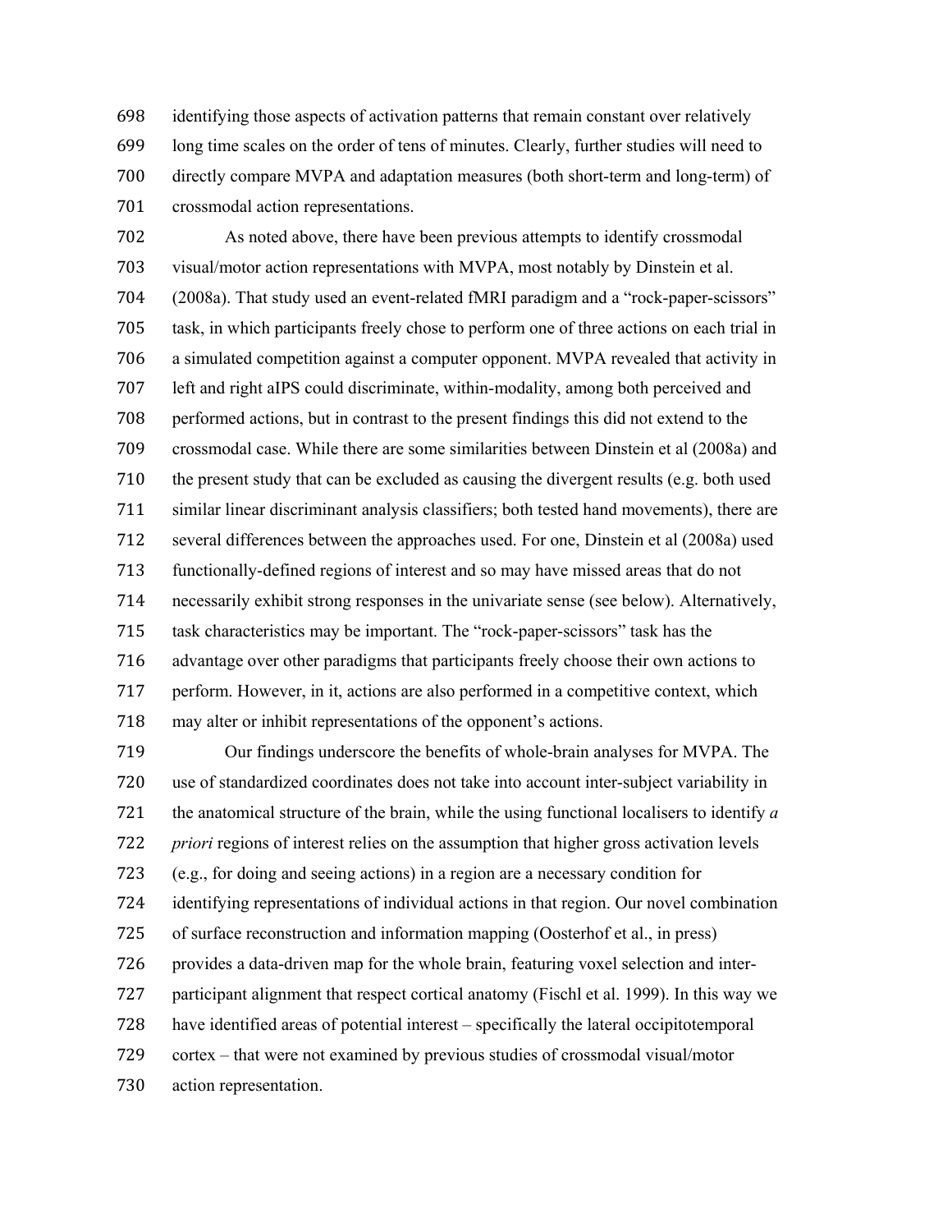identifying those aspects of activation patterns that remain constant over relatively long time scales on the order of tens of minutes. Clearly, further studies will need to directly compare MVPA and adaptation measures (both short-term and long-term) of crossmodal action representations.

As noted above, there have been previous attempts to identify crossmodal visual/motor action representations with MVPA, most notably by Dinstein et al. (2008a). That study used an event-related fMRI paradigm and a "rock-paper-scissors" task, in which participants freely chose to perform one of three actions on each trial in a simulated competition against a computer opponent. MVPA revealed that activity in left and right aIPS could discriminate, within-modality, among both perceived and performed actions, but in contrast to the present findings this did not extend to the crossmodal case. While there are some similarities between Dinstein et al (2008a) and the present study that can be excluded as causing the divergent results (e.g. both used similar linear discriminant analysis classifiers; both tested hand movements), there are several differences between the approaches used. For one, Dinstein et al (2008a) used functionally-defined regions of interest and so may have missed areas that do not necessarily exhibit strong responses in the univariate sense (see below). Alternatively, task characteristics may be important. The "rock-paper-scissors" task has the advantage over other paradigms that participants freely choose their own actions to perform. However, in it, actions are also performed in a competitive context, which may alter or inhibit representations of the opponent's actions.

Our findings underscore the benefits of whole-brain analyses for MVPA. The use of standardized coordinates does not take into account inter-subject variability in the anatomical structure of the brain, while the using functional localisers to identify *a priori* regions of interest relies on the assumption that higher gross activation levels (e.g., for doing and seeing actions) in a region are a necessary condition for identifying representations of individual actions in that region. Our novel combination of surface reconstruction and information mapping (Oosterhof et al., in press) provides a data-driven map for the whole brain, featuring voxel selection and inter-participant alignment that respect cortical anatomy (Fischl et al. 1999). In this way we have identified areas of potential interest – specifically the lateral occipitotemporal cortex – that were not examined by previous studies of crossmodal visual/motor action representation.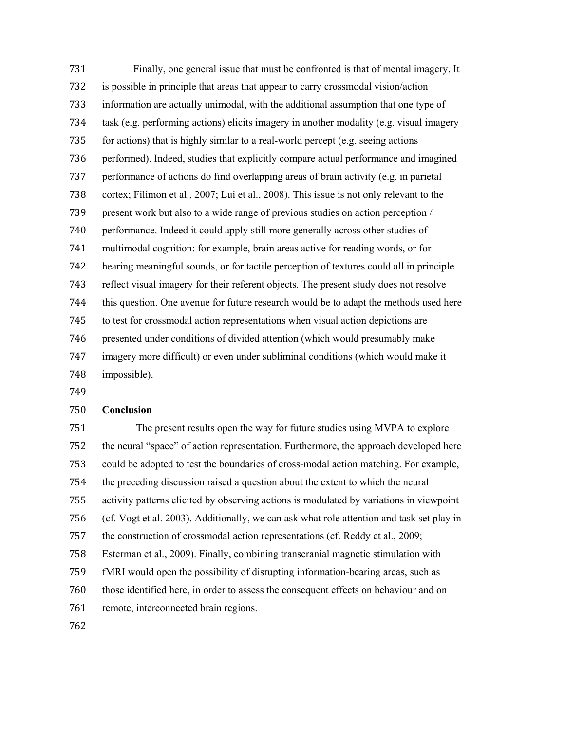Finally, one general issue that must be confronted is that of mental imagery. It is possible in principle that areas that appear to carry crossmodal vision/action information are actually unimodal, with the additional assumption that one type of task (e.g. performing actions) elicits imagery in another modality (e.g. visual imagery for actions) that is highly similar to a real-world percept (e.g. seeing actions performed). Indeed, studies that explicitly compare actual performance and imagined performance of actions do find overlapping areas of brain activity (e.g. in parietal cortex; Filimon et al., 2007; Lui et al., 2008). This issue is not only relevant to the present work but also to a wide range of previous studies on action perception / performance. Indeed it could apply still more generally across other studies of multimodal cognition: for example, brain areas active for reading words, or for hearing meaningful sounds, or for tactile perception of textures could all in principle reflect visual imagery for their referent objects. The present study does not resolve this question. One avenue for future research would be to adapt the methods used here to test for crossmodal action representations when visual action depictions are presented under conditions of divided attention (which would presumably make imagery more difficult) or even under subliminal conditions (which would make it impossible).

**Conclusion**

The present results open the way for future studies using MVPA to explore the neural "space" of action representation. Furthermore, the approach developed here could be adopted to test the boundaries of cross-modal action matching. For example, the preceding discussion raised a question about the extent to which the neural activity patterns elicited by observing actions is modulated by variations in viewpoint (cf. Vogt et al. 2003). Additionally, we can ask what role attention and task set play in the construction of crossmodal action representations (cf. Reddy et al., 2009; Esterman et al., 2009). Finally, combining transcranial magnetic stimulation with fMRI would open the possibility of disrupting information-bearing areas, such as those identified here, in order to assess the consequent effects on behaviour and on remote, interconnected brain regions.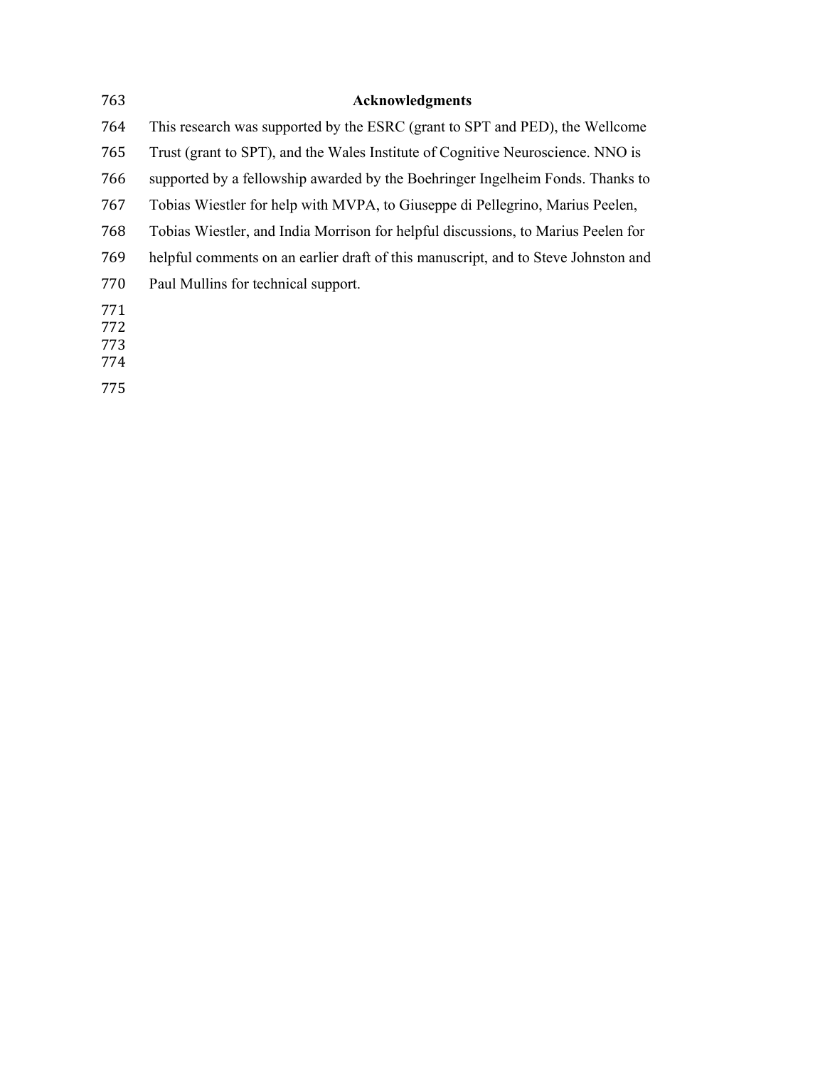## Acknowledgments

This research was supported by the ESRC (grant to SPT and PED), the Wellcome Trust (grant to SPT), and the Wales Institute of Cognitive Neuroscience. NNO is supported by a fellowship awarded by the Boehringer Ingelheim Fonds. Thanks to Tobias Wiestler for help with MVPA, to Giuseppe di Pellegrino, Marius Peelen, Tobias Wiestler, and India Morrison for helpful discussions, to Marius Peelen for helpful comments on an earlier draft of this manuscript, and to Steve Johnston and Paul Mullins for technical support.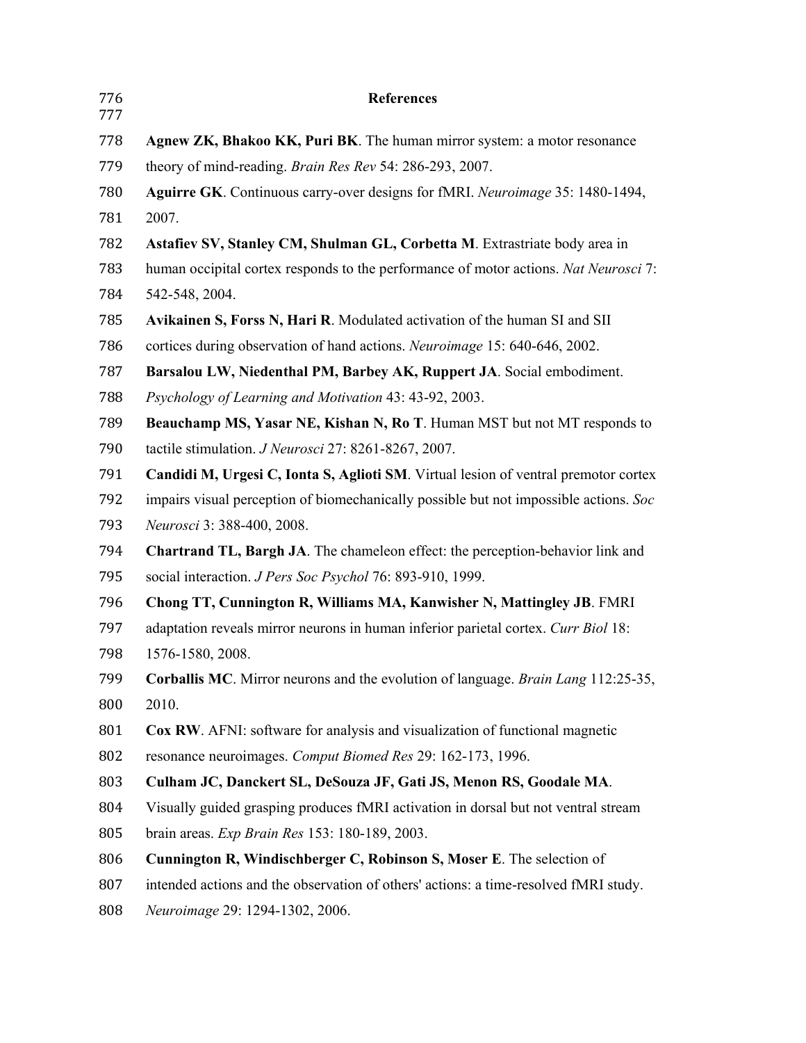## References

**Agnew ZK, Bhakoo KK, Puri BK**. The human mirror system: a motor resonance theory of mind-reading. *Brain Res Rev* 54: 286-293, 2007.

**Aguirre GK**. Continuous carry-over designs for fMRI. *Neuroimage* 35: 1480-1494, 2007.

**Astafiev SV, Stanley CM, Shulman GL, Corbetta M**. Extrastriate body area in human occipital cortex responds to the performance of motor actions. *Nat Neurosci* 7: 542-548, 2004.

**Avikainen S, Forss N, Hari R**. Modulated activation of the human SI and SII cortices during observation of hand actions. *Neuroimage* 15: 640-646, 2002.

**Barsalou LW, Niedenthal PM, Barbey AK, Ruppert JA**. Social embodiment. *Psychology of Learning and Motivation* 43: 43-92, 2003.

**Beauchamp MS, Yasar NE, Kishan N, Ro T**. Human MST but not MT responds to tactile stimulation. *J Neurosci* 27: 8261-8267, 2007.

**Candidi M, Urgesi C, Ionta S, Aglioti SM**. Virtual lesion of ventral premotor cortex impairs visual perception of biomechanically possible but not impossible actions. *Soc Neurosci* 3: 388-400, 2008.

**Chartrand TL, Bargh JA**. The chameleon effect: the perception-behavior link and social interaction. *J Pers Soc Psychol* 76: 893-910, 1999.

**Chong TT, Cunnington R, Williams MA, Kanwisher N, Mattingley JB**. FMRI adaptation reveals mirror neurons in human inferior parietal cortex. *Curr Biol* 18: 1576-1580, 2008.

**Corballis MC**. Mirror neurons and the evolution of language. *Brain Lang* 112:25-35, 2010.

**Cox RW**. AFNI: software for analysis and visualization of functional magnetic resonance neuroimages. *Comput Biomed Res* 29: 162-173, 1996.

**Culham JC, Danckert SL, DeSouza JF, Gati JS, Menon RS, Goodale MA**. Visually guided grasping produces fMRI activation in dorsal but not ventral stream brain areas. *Exp Brain Res* 153: 180-189, 2003.

**Cunnington R, Windischberger C, Robinson S, Moser E**. The selection of intended actions and the observation of others' actions: a time-resolved fMRI study. *Neuroimage* 29: 1294-1302, 2006.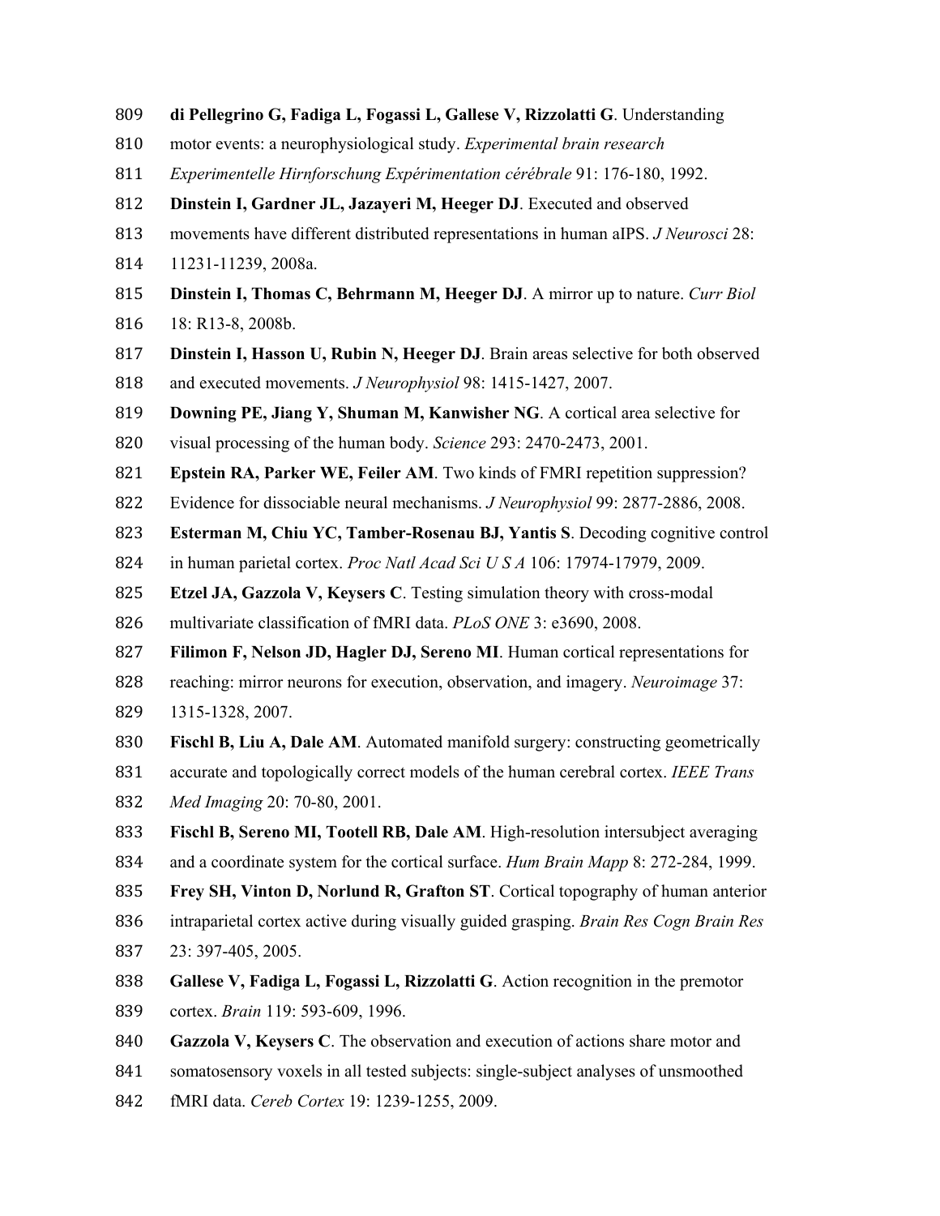**di Pellegrino G, Fadiga L, Fogassi L, Gallese V, Rizzolatti G**. Understanding motor events: a neurophysiological study. *Experimental brain research Experimentelle Hirnforschung Expérimentation cérébrale* 91: 176-180, 1992.

**Dinstein I, Gardner JL, Jazayeri M, Heeger DJ**. Executed and observed movements have different distributed representations in human aIPS. *J Neurosci* 28: 11231-11239, 2008a.

**Dinstein I, Thomas C, Behrmann M, Heeger DJ**. A mirror up to nature. *Curr Biol* 18: R13-8, 2008b.

**Dinstein I, Hasson U, Rubin N, Heeger DJ**. Brain areas selective for both observed and executed movements. *J Neurophysiol* 98: 1415-1427, 2007.

**Downing PE, Jiang Y, Shuman M, Kanwisher NG**. A cortical area selective for visual processing of the human body. *Science* 293: 2470-2473, 2001.

**Epstein RA, Parker WE, Feiler AM**. Two kinds of FMRI repetition suppression? Evidence for dissociable neural mechanisms. *J Neurophysiol* 99: 2877-2886, 2008.

**Esterman M, Chiu YC, Tamber-Rosenau BJ, Yantis S**. Decoding cognitive control in human parietal cortex. *Proc Natl Acad Sci U S A* 106: 17974-17979, 2009.

**Etzel JA, Gazzola V, Keysers C**. Testing simulation theory with cross-modal multivariate classification of fMRI data. *PLoS ONE* 3: e3690, 2008.

**Filimon F, Nelson JD, Hagler DJ, Sereno MI**. Human cortical representations for reaching: mirror neurons for execution, observation, and imagery. *Neuroimage* 37: 1315-1328, 2007.

**Fischl B, Liu A, Dale AM**. Automated manifold surgery: constructing geometrically accurate and topologically correct models of the human cerebral cortex. *IEEE Trans Med Imaging* 20: 70-80, 2001.

**Fischl B, Sereno MI, Tootell RB, Dale AM**. High-resolution intersubject averaging and a coordinate system for the cortical surface. *Hum Brain Mapp* 8: 272-284, 1999.

**Frey SH, Vinton D, Norlund R, Grafton ST**. Cortical topography of human anterior intraparietal cortex active during visually guided grasping. *Brain Res Cogn Brain Res* 23: 397-405, 2005.

**Gallese V, Fadiga L, Fogassi L, Rizzolatti G**. Action recognition in the premotor cortex. *Brain* 119: 593-609, 1996.

**Gazzola V, Keysers C**. The observation and execution of actions share motor and somatosensory voxels in all tested subjects: single-subject analyses of unsmoothed fMRI data. *Cereb Cortex* 19: 1239-1255, 2009.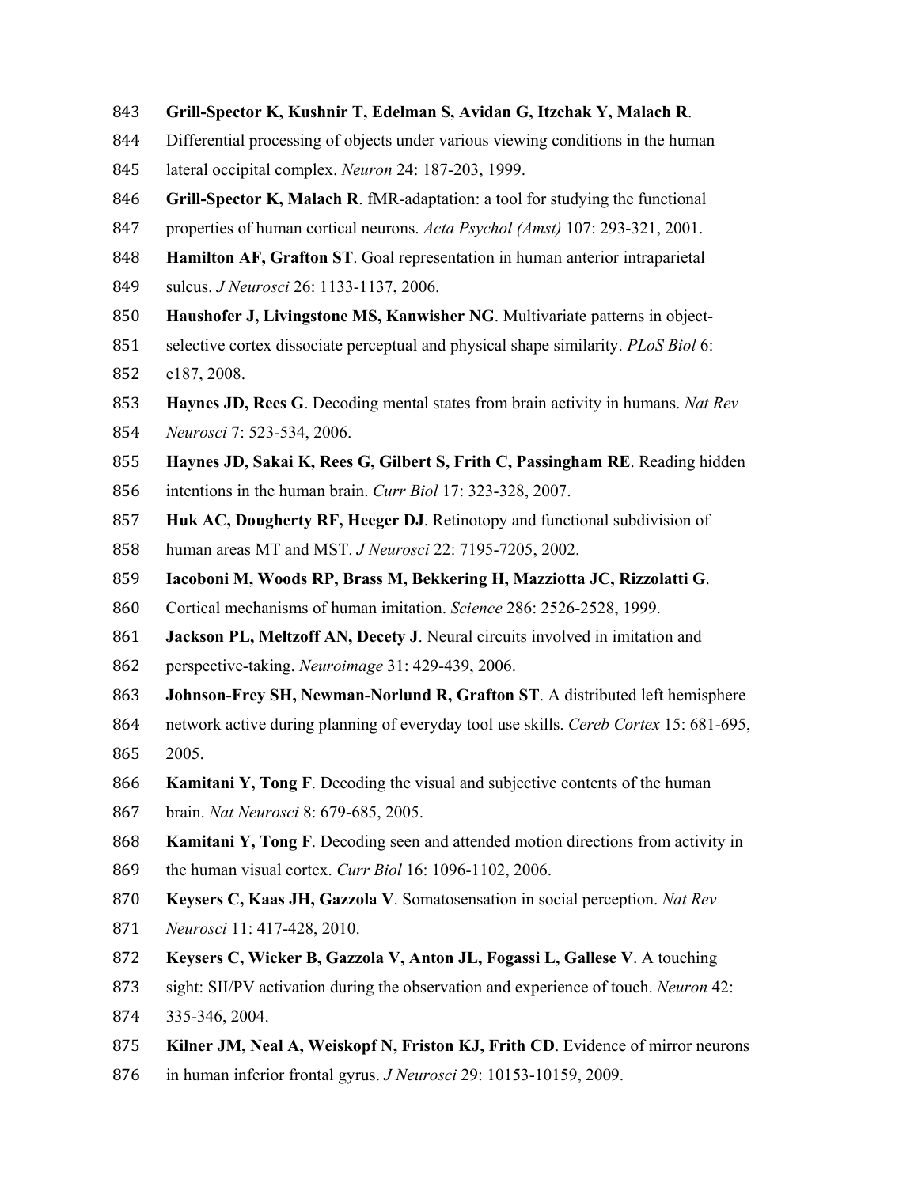**Grill-Spector K, Kushnir T, Edelman S, Avidan G, Itzchak Y, Malach R**. Differential processing of objects under various viewing conditions in the human lateral occipital complex. *Neuron* 24: 187-203, 1999.

**Grill-Spector K, Malach R**. fMR-adaptation: a tool for studying the functional properties of human cortical neurons. *Acta Psychol (Amst)* 107: 293-321, 2001.

**Hamilton AF, Grafton ST**. Goal representation in human anterior intraparietal sulcus. *J Neurosci* 26: 1133-1137, 2006.

**Haushofer J, Livingstone MS, Kanwisher NG**. Multivariate patterns in object-selective cortex dissociate perceptual and physical shape similarity. *PLoS Biol* 6: e187, 2008.

**Haynes JD, Rees G**. Decoding mental states from brain activity in humans. *Nat Rev Neurosci* 7: 523-534, 2006.

**Haynes JD, Sakai K, Rees G, Gilbert S, Frith C, Passingham RE**. Reading hidden intentions in the human brain. *Curr Biol* 17: 323-328, 2007.

**Huk AC, Dougherty RF, Heeger DJ**. Retinotopy and functional subdivision of human areas MT and MST. *J Neurosci* 22: 7195-7205, 2002.

**Iacoboni M, Woods RP, Brass M, Bekkering H, Mazziotta JC, Rizzolatti G**. Cortical mechanisms of human imitation. *Science* 286: 2526-2528, 1999.

**Jackson PL, Meltzoff AN, Decety J**. Neural circuits involved in imitation and perspective-taking. *Neuroimage* 31: 429-439, 2006.

**Johnson-Frey SH, Newman-Norlund R, Grafton ST**. A distributed left hemisphere network active during planning of everyday tool use skills. *Cereb Cortex* 15: 681-695, 2005.

**Kamitani Y, Tong F**. Decoding the visual and subjective contents of the human brain. *Nat Neurosci* 8: 679-685, 2005.

**Kamitani Y, Tong F**. Decoding seen and attended motion directions from activity in the human visual cortex. *Curr Biol* 16: 1096-1102, 2006.

**Keysers C, Kaas JH, Gazzola V**. Somatosensation in social perception. *Nat Rev Neurosci* 11: 417-428, 2010.

**Keysers C, Wicker B, Gazzola V, Anton JL, Fogassi L, Gallese V**. A touching sight: SII/PV activation during the observation and experience of touch. *Neuron* 42: 335-346, 2004.

**Kilner JM, Neal A, Weiskopf N, Friston KJ, Frith CD**. Evidence of mirror neurons in human inferior frontal gyrus. *J Neurosci* 29: 10153-10159, 2009.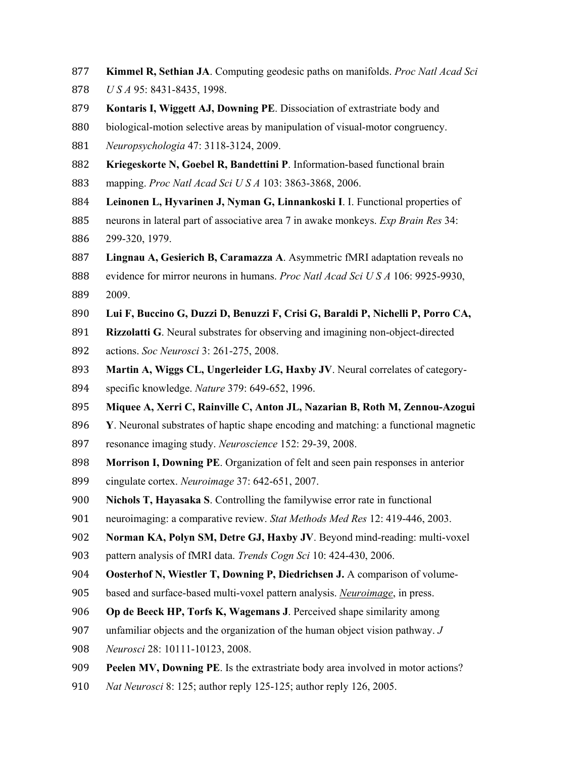**Kimmel R, Sethian JA**. Computing geodesic paths on manifolds. *Proc Natl Acad Sci U S A* 95: 8431-8435, 1998.

**Kontaris I, Wiggett AJ, Downing PE**. Dissociation of extrastriate body and biological-motion selective areas by manipulation of visual-motor congruency. *Neuropsychologia* 47: 3118-3124, 2009.

**Kriegeskorte N, Goebel R, Bandettini P**. Information-based functional brain mapping. *Proc Natl Acad Sci U S A* 103: 3863-3868, 2006.

**Leinonen L, Hyvarinen J, Nyman G, Linnankoski I**. I. Functional properties of neurons in lateral part of associative area 7 in awake monkeys. *Exp Brain Res* 34: 299-320, 1979.

**Lingnau A, Gesierich B, Caramazza A**. Asymmetric fMRI adaptation reveals no evidence for mirror neurons in humans. *Proc Natl Acad Sci U S A* 106: 9925-9930, 2009.

**Lui F, Buccino G, Duzzi D, Benuzzi F, Crisi G, Baraldi P, Nichelli P, Porro CA, Rizzolatti G**. Neural substrates for observing and imagining non-object-directed actions. *Soc Neurosci* 3: 261-275, 2008.

**Martin A, Wiggs CL, Ungerleider LG, Haxby JV**. Neural correlates of category-specific knowledge. *Nature* 379: 649-652, 1996.

**Miquee A, Xerri C, Rainville C, Anton JL, Nazarian B, Roth M, Zennou-Azogui Y**. Neuronal substrates of haptic shape encoding and matching: a functional magnetic resonance imaging study. *Neuroscience* 152: 29-39, 2008.

**Morrison I, Downing PE**. Organization of felt and seen pain responses in anterior cingulate cortex. *Neuroimage* 37: 642-651, 2007.

**Nichols T, Hayasaka S**. Controlling the familywise error rate in functional neuroimaging: a comparative review. *Stat Methods Med Res* 12: 419-446, 2003.

**Norman KA, Polyn SM, Detre GJ, Haxby JV**. Beyond mind-reading: multi-voxel pattern analysis of fMRI data. *Trends Cogn Sci* 10: 424-430, 2006.

**Oosterhof N, Wiestler T, Downing P, Diedrichsen J.** A comparison of volume-based and surface-based multi-voxel pattern analysis. *Neuroimage*, in press.

**Op de Beeck HP, Torfs K, Wagemans J**. Perceived shape similarity among unfamiliar objects and the organization of the human object vision pathway. *J Neurosci* 28: 10111-10123, 2008.

**Peelen MV, Downing PE**. Is the extrastriate body area involved in motor actions? *Nat Neurosci* 8: 125; author reply 125-125; author reply 126, 2005.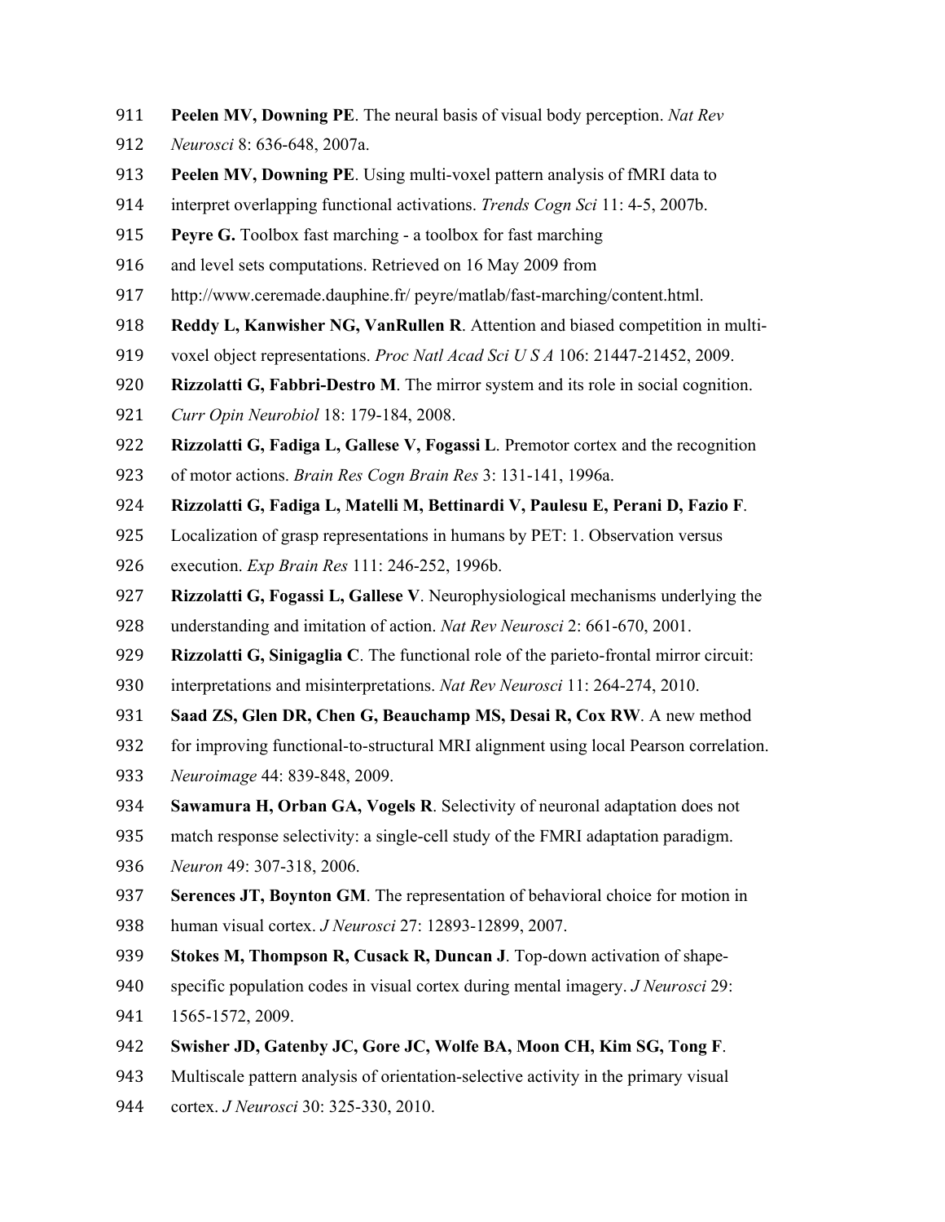**Peelen MV, Downing PE**. The neural basis of visual body perception. *Nat Rev Neurosci* 8: 636-648, 2007a.

**Peelen MV, Downing PE**. Using multi-voxel pattern analysis of fMRI data to interpret overlapping functional activations. *Trends Cogn Sci* 11: 4-5, 2007b.

**Peyre G.** Toolbox fast marching - a toolbox for fast marching and level sets computations. Retrieved on 16 May 2009 from http://www.ceremade.dauphine.fr/ peyre/matlab/fast-marching/content.html.

**Reddy L, Kanwisher NG, VanRullen R**. Attention and biased competition in multi-voxel object representations. *Proc Natl Acad Sci U S A* 106: 21447-21452, 2009.

**Rizzolatti G, Fabbri-Destro M**. The mirror system and its role in social cognition. *Curr Opin Neurobiol* 18: 179-184, 2008.

**Rizzolatti G, Fadiga L, Gallese V, Fogassi L**. Premotor cortex and the recognition of motor actions. *Brain Res Cogn Brain Res* 3: 131-141, 1996a.

**Rizzolatti G, Fadiga L, Matelli M, Bettinardi V, Paulesu E, Perani D, Fazio F**. Localization of grasp representations in humans by PET: 1. Observation versus execution. *Exp Brain Res* 111: 246-252, 1996b.

**Rizzolatti G, Fogassi L, Gallese V**. Neurophysiological mechanisms underlying the understanding and imitation of action. *Nat Rev Neurosci* 2: 661-670, 2001.

**Rizzolatti G, Sinigaglia C**. The functional role of the parieto-frontal mirror circuit: interpretations and misinterpretations. *Nat Rev Neurosci* 11: 264-274, 2010.

**Saad ZS, Glen DR, Chen G, Beauchamp MS, Desai R, Cox RW**. A new method for improving functional-to-structural MRI alignment using local Pearson correlation. *Neuroimage* 44: 839-848, 2009.

**Sawamura H, Orban GA, Vogels R**. Selectivity of neuronal adaptation does not match response selectivity: a single-cell study of the FMRI adaptation paradigm. *Neuron* 49: 307-318, 2006.

**Serences JT, Boynton GM**. The representation of behavioral choice for motion in human visual cortex. *J Neurosci* 27: 12893-12899, 2007.

**Stokes M, Thompson R, Cusack R, Duncan J**. Top-down activation of shape-specific population codes in visual cortex during mental imagery. *J Neurosci* 29: 1565-1572, 2009.

**Swisher JD, Gatenby JC, Gore JC, Wolfe BA, Moon CH, Kim SG, Tong F**. Multiscale pattern analysis of orientation-selective activity in the primary visual cortex. *J Neurosci* 30: 325-330, 2010.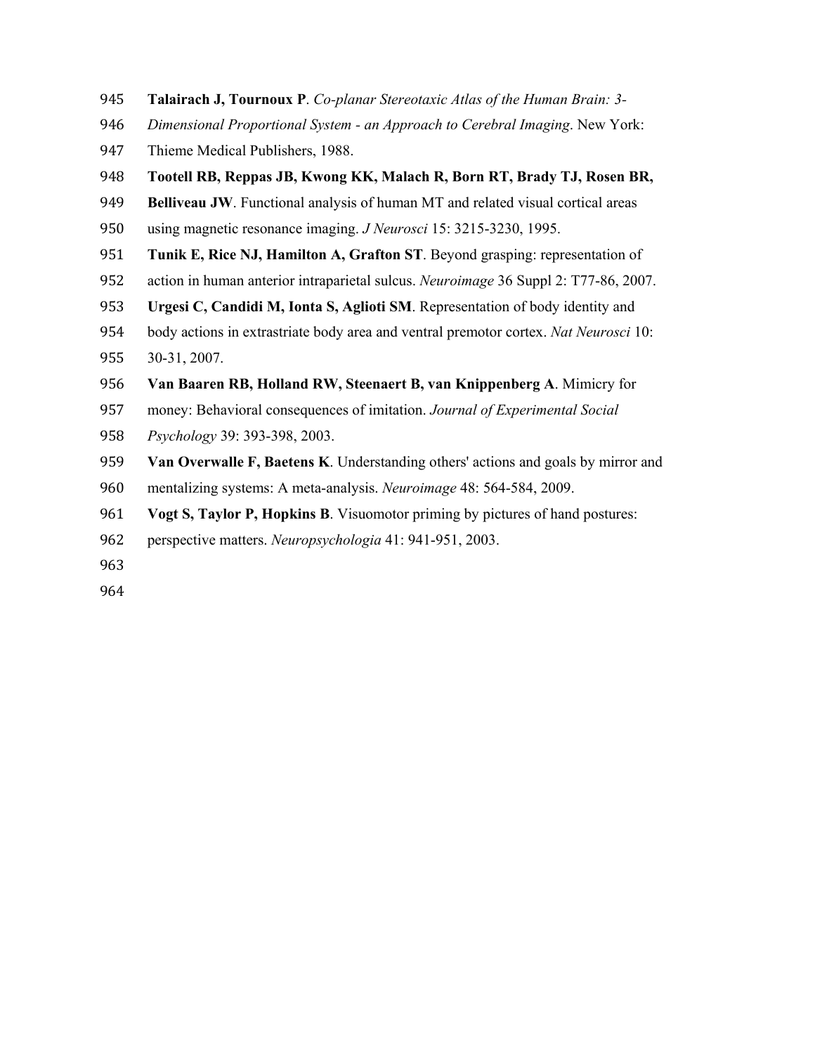**Talairach J, Tournoux P**. *Co-planar Stereotaxic Atlas of the Human Brain: 3-Dimensional Proportional System - an Approach to Cerebral Imaging*. New York: Thieme Medical Publishers, 1988.

**Tootell RB, Reppas JB, Kwong KK, Malach R, Born RT, Brady TJ, Rosen BR, Belliveau JW**. Functional analysis of human MT and related visual cortical areas using magnetic resonance imaging. *J Neurosci* 15: 3215-3230, 1995.

**Tunik E, Rice NJ, Hamilton A, Grafton ST**. Beyond grasping: representation of action in human anterior intraparietal sulcus. *Neuroimage* 36 Suppl 2: T77-86, 2007.

**Urgesi C, Candidi M, Ionta S, Aglioti SM**. Representation of body identity and body actions in extrastriate body area and ventral premotor cortex. *Nat Neurosci* 10: 30-31, 2007.

**Van Baaren RB, Holland RW, Steenaert B, van Knippenberg A**. Mimicry for money: Behavioral consequences of imitation. *Journal of Experimental Social Psychology* 39: 393-398, 2003.

**Van Overwalle F, Baetens K**. Understanding others' actions and goals by mirror and mentalizing systems: A meta-analysis. *Neuroimage* 48: 564-584, 2009.

**Vogt S, Taylor P, Hopkins B**. Visuomotor priming by pictures of hand postures: perspective matters. *Neuropsychologia* 41: 941-951, 2003.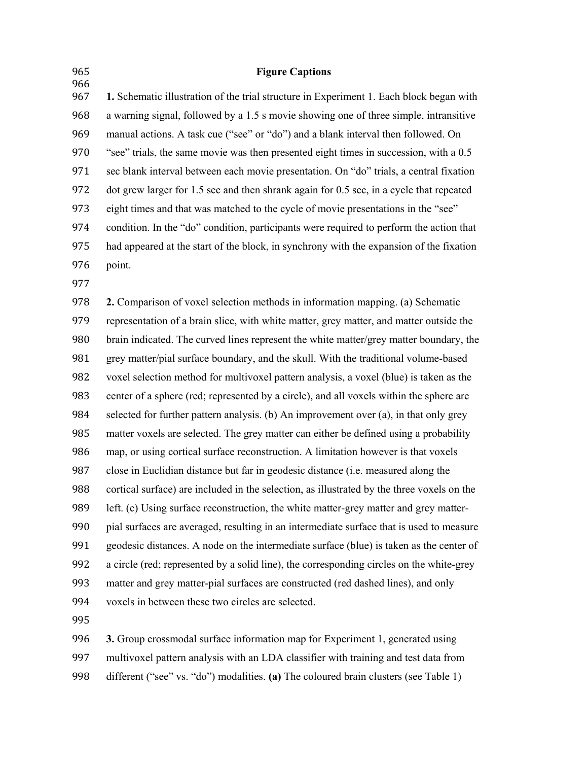# Figure Captions

**1.** Schematic illustration of the trial structure in Experiment 1. Each block began with a warning signal, followed by a 1.5 s movie showing one of three simple, intransitive manual actions. A task cue ("see" or "do") and a blank interval then followed. On "see" trials, the same movie was then presented eight times in succession, with a 0.5 sec blank interval between each movie presentation. On "do" trials, a central fixation dot grew larger for 1.5 sec and then shrank again for 0.5 sec, in a cycle that repeated eight times and that was matched to the cycle of movie presentations in the "see" condition. In the "do" condition, participants were required to perform the action that had appeared at the start of the block, in synchrony with the expansion of the fixation point.

**2.** Comparison of voxel selection methods in information mapping. (a) Schematic representation of a brain slice, with white matter, grey matter, and matter outside the brain indicated. The curved lines represent the white matter/grey matter boundary, the grey matter/pial surface boundary, and the skull. With the traditional volume-based voxel selection method for multivoxel pattern analysis, a voxel (blue) is taken as the center of a sphere (red; represented by a circle), and all voxels within the sphere are selected for further pattern analysis. (b) An improvement over (a), in that only grey matter voxels are selected. The grey matter can either be defined using a probability map, or using cortical surface reconstruction. A limitation however is that voxels close in Euclidian distance but far in geodesic distance (i.e. measured along the cortical surface) are included in the selection, as illustrated by the three voxels on the left. (c) Using surface reconstruction, the white matter-grey matter and grey matter-pial surfaces are averaged, resulting in an intermediate surface that is used to measure geodesic distances. A node on the intermediate surface (blue) is taken as the center of a circle (red; represented by a solid line), the corresponding circles on the white-grey matter and grey matter-pial surfaces are constructed (red dashed lines), and only voxels in between these two circles are selected.

**3.** Group crossmodal surface information map for Experiment 1, generated using multivoxel pattern analysis with an LDA classifier with training and test data from different ("see" vs. "do") modalities. **(a)** The coloured brain clusters (see Table 1)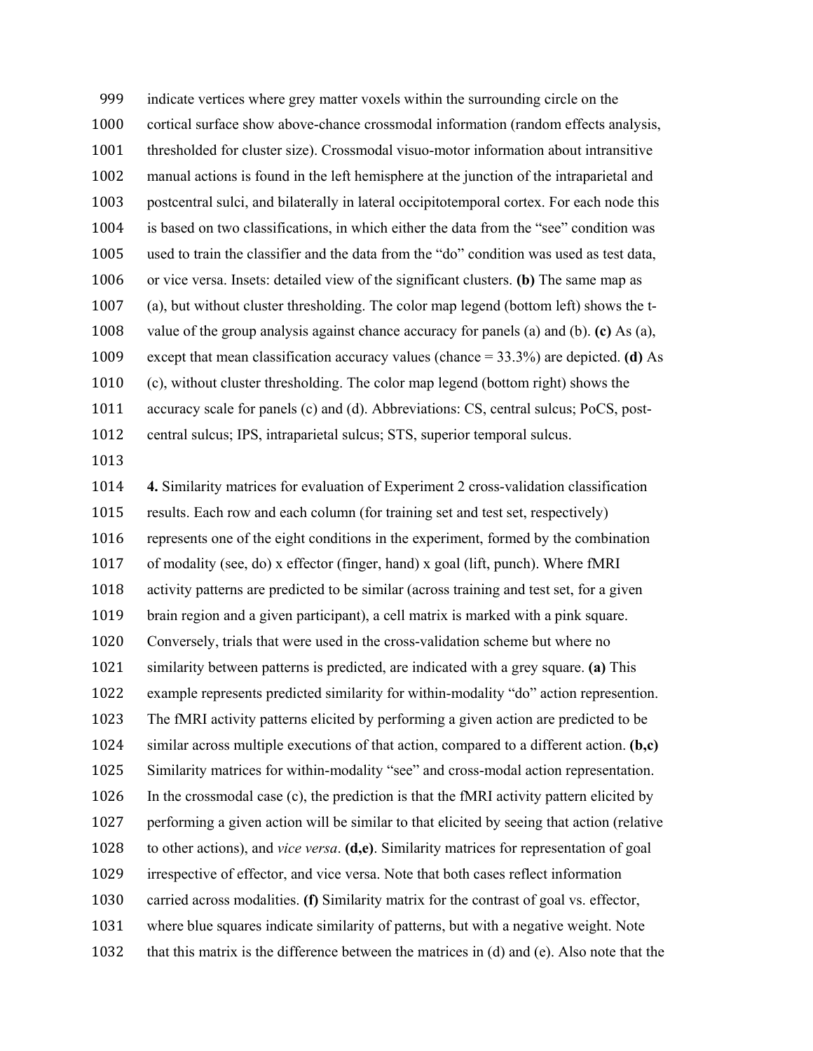indicate vertices where grey matter voxels within the surrounding circle on the cortical surface show above-chance crossmodal information (random effects analysis, thresholded for cluster size). Crossmodal visuo-motor information about intransitive manual actions is found in the left hemisphere at the junction of the intraparietal and postcentral sulci, and bilaterally in lateral occipitotemporal cortex. For each node this is based on two classifications, in which either the data from the "see" condition was used to train the classifier and the data from the "do" condition was used as test data, or vice versa. Insets: detailed view of the significant clusters. **(b)** The same map as (a), but without cluster thresholding. The color map legend (bottom left) shows the t-value of the group analysis against chance accuracy for panels (a) and (b). **(c)** As (a), except that mean classification accuracy values (chance = 33.3%) are depicted. **(d)** As (c), without cluster thresholding. The color map legend (bottom right) shows the accuracy scale for panels (c) and (d). Abbreviations: CS, central sulcus; PoCS, post-central sulcus; IPS, intraparietal sulcus; STS, superior temporal sulcus.

**4.** Similarity matrices for evaluation of Experiment 2 cross-validation classification results. Each row and each column (for training set and test set, respectively) represents one of the eight conditions in the experiment, formed by the combination of modality (see, do) x effector (finger, hand) x goal (lift, punch). Where fMRI activity patterns are predicted to be similar (across training and test set, for a given brain region and a given participant), a cell matrix is marked with a pink square. Conversely, trials that were used in the cross-validation scheme but where no similarity between patterns is predicted, are indicated with a grey square. **(a)** This example represents predicted similarity for within-modality "do" action represention. The fMRI activity patterns elicited by performing a given action are predicted to be similar across multiple executions of that action, compared to a different action. **(b,c)** Similarity matrices for within-modality "see" and cross-modal action representation. In the crossmodal case (c), the prediction is that the fMRI activity pattern elicited by performing a given action will be similar to that elicited by seeing that action (relative to other actions), and *vice versa*. **(d,e)**. Similarity matrices for representation of goal irrespective of effector, and vice versa. Note that both cases reflect information carried across modalities. **(f)** Similarity matrix for the contrast of goal vs. effector, where blue squares indicate similarity of patterns, but with a negative weight. Note that this matrix is the difference between the matrices in (d) and (e). Also note that the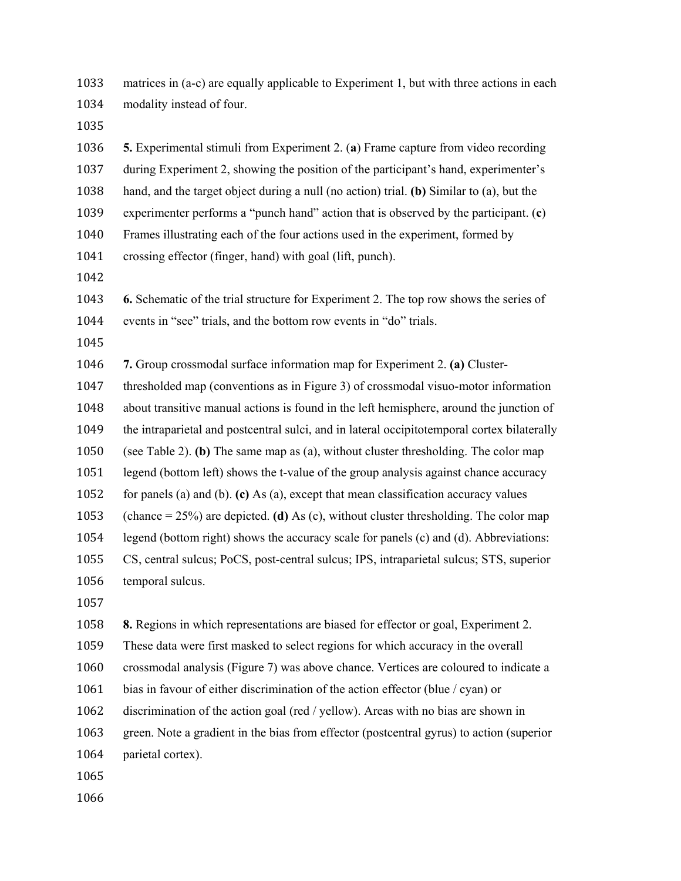matrices in (a-c) are equally applicable to Experiment 1, but with three actions in each modality instead of four.

**5.** Experimental stimuli from Experiment 2. (**a**) Frame capture from video recording during Experiment 2, showing the position of the participant's hand, experimenter's hand, and the target object during a null (no action) trial. **(b)** Similar to (a), but the experimenter performs a "punch hand" action that is observed by the participant. (**c**) Frames illustrating each of the four actions used in the experiment, formed by crossing effector (finger, hand) with goal (lift, punch).

**6.** Schematic of the trial structure for Experiment 2. The top row shows the series of events in "see" trials, and the bottom row events in "do" trials.

**7.** Group crossmodal surface information map for Experiment 2. **(a)** Cluster-thresholded map (conventions as in Figure 3) of crossmodal visuo-motor information about transitive manual actions is found in the left hemisphere, around the junction of the intraparietal and postcentral sulci, and in lateral occipitotemporal cortex bilaterally (see Table 2). **(b)** The same map as (a), without cluster thresholding. The color map legend (bottom left) shows the t-value of the group analysis against chance accuracy for panels (a) and (b). **(c)** As (a), except that mean classification accuracy values (chance = 25%) are depicted. **(d)** As (c), without cluster thresholding. The color map legend (bottom right) shows the accuracy scale for panels (c) and (d). Abbreviations: CS, central sulcus; PoCS, post-central sulcus; IPS, intraparietal sulcus; STS, superior temporal sulcus.

**8.** Regions in which representations are biased for effector or goal, Experiment 2. These data were first masked to select regions for which accuracy in the overall crossmodal analysis (Figure 7) was above chance. Vertices are coloured to indicate a bias in favour of either discrimination of the action effector (blue / cyan) or discrimination of the action goal (red / yellow). Areas with no bias are shown in green. Note a gradient in the bias from effector (postcentral gyrus) to action (superior parietal cortex).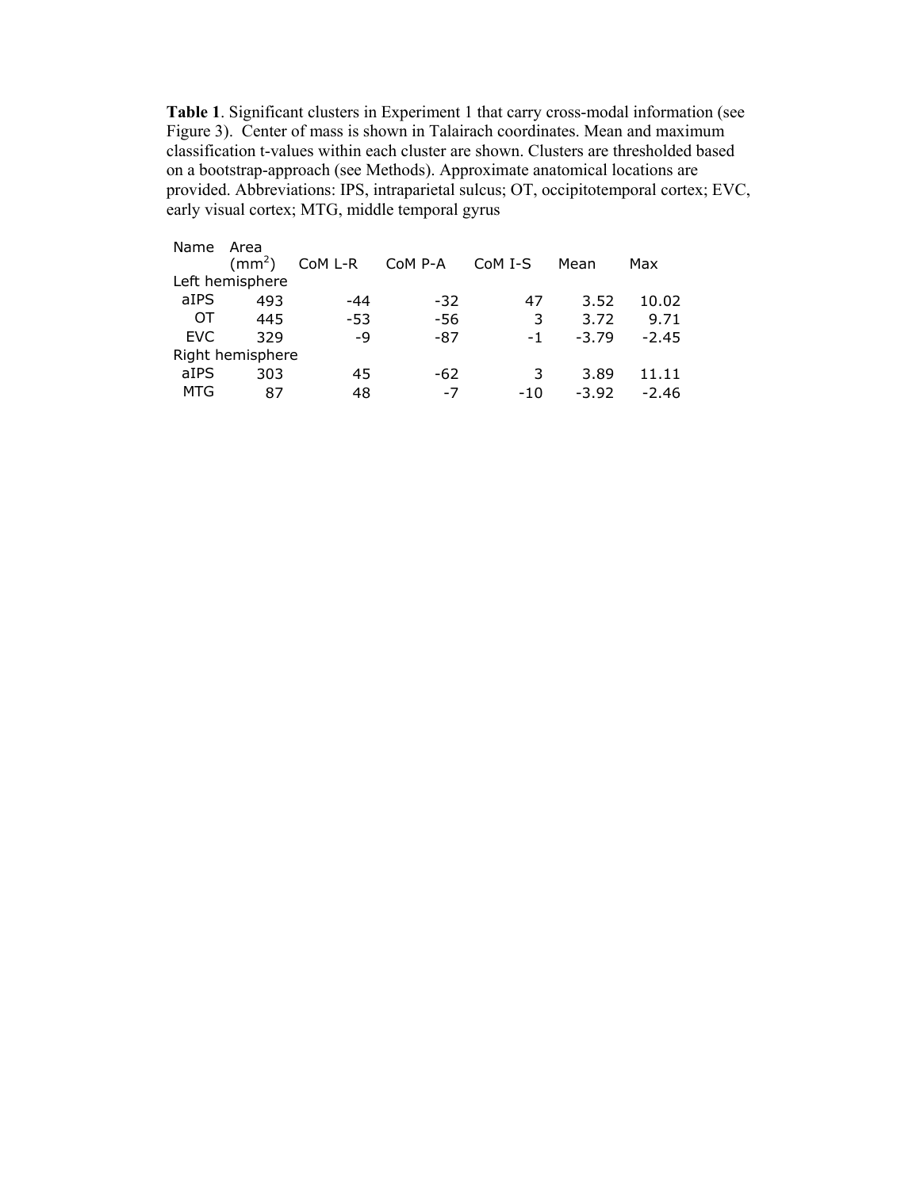**Table 1**. Significant clusters in Experiment 1 that carry cross-modal information (see Figure 3). Center of mass is shown in Talairach coordinates. Mean and maximum classification t-values within each cluster are shown. Clusters are thresholded based on a bootstrap-approach (see Methods). Approximate anatomical locations are provided. Abbreviations: IPS, intraparietal sulcus; OT, occipitotemporal cortex; EVC, early visual cortex; MTG, middle temporal gyrus

| Name | Area ($mm^2$) | CoM L-R | CoM P-A | CoM I-S | Mean | Max |
|---|---|---|---|---|---|---|
| Left hemisphere | | | | | | |
| aIPS | 493 | -44 | -32 | 47 | 3.52 | 10.02 |
| OT | 445 | -53 | -56 | 3 | 3.72 | 9.71 |
| EVC | 329 | -9 | -87 | -1 | -3.79 | -2.45 |
| Right hemisphere | | | | | | |
| aIPS | 303 | 45 | -62 | 3 | 3.89 | 11.11 |
| MTG | 87 | 48 | -7 | -10 | -3.92 | -2.46 |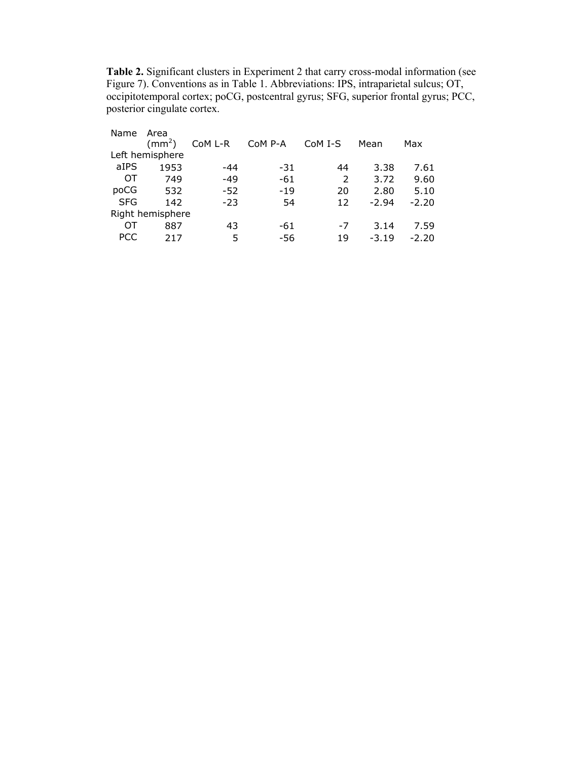**Table 2.** Significant clusters in Experiment 2 that carry cross-modal information (see Figure 7). Conventions as in Table 1. Abbreviations: IPS, intraparietal sulcus; OT, occipitotemporal cortex; poCG, postcentral gyrus; SFG, superior frontal gyrus; PCC, posterior cingulate cortex.

| Name | Area ($mm^2$) | CoM L-R | CoM P-A | CoM I-S | Mean | Max |
|---|---|---|---|---|---|---|
| Left hemisphere | | | | | | |
| aIPS | 1953 | -44 | -31 | 44 | 3.38 | 7.61 |
| OT | 749 | -49 | -61 | 2 | 3.72 | 9.60 |
| poCG | 532 | -52 | -19 | 20 | 2.80 | 5.10 |
| SFG | 142 | -23 | 54 | 12 | -2.94 | -2.20 |
| Right hemisphere | | | | | | |
| OT | 887 | 43 | -61 | -7 | 3.14 | 7.59 |
| PCC | 217 | 5 | -56 | 19 | -3.19 | -2.20 |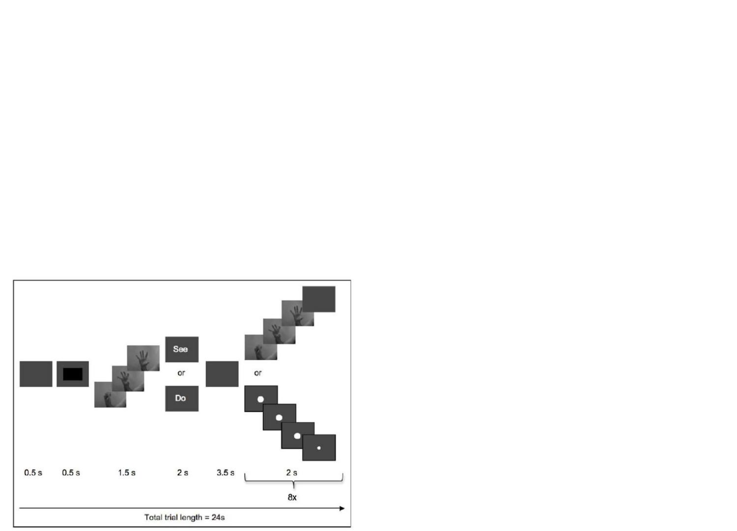See

or

Do

or

0.5 s 0.5 s 1.5 s 2 s 3.5 s 2 s

8x

Total trial length = 24s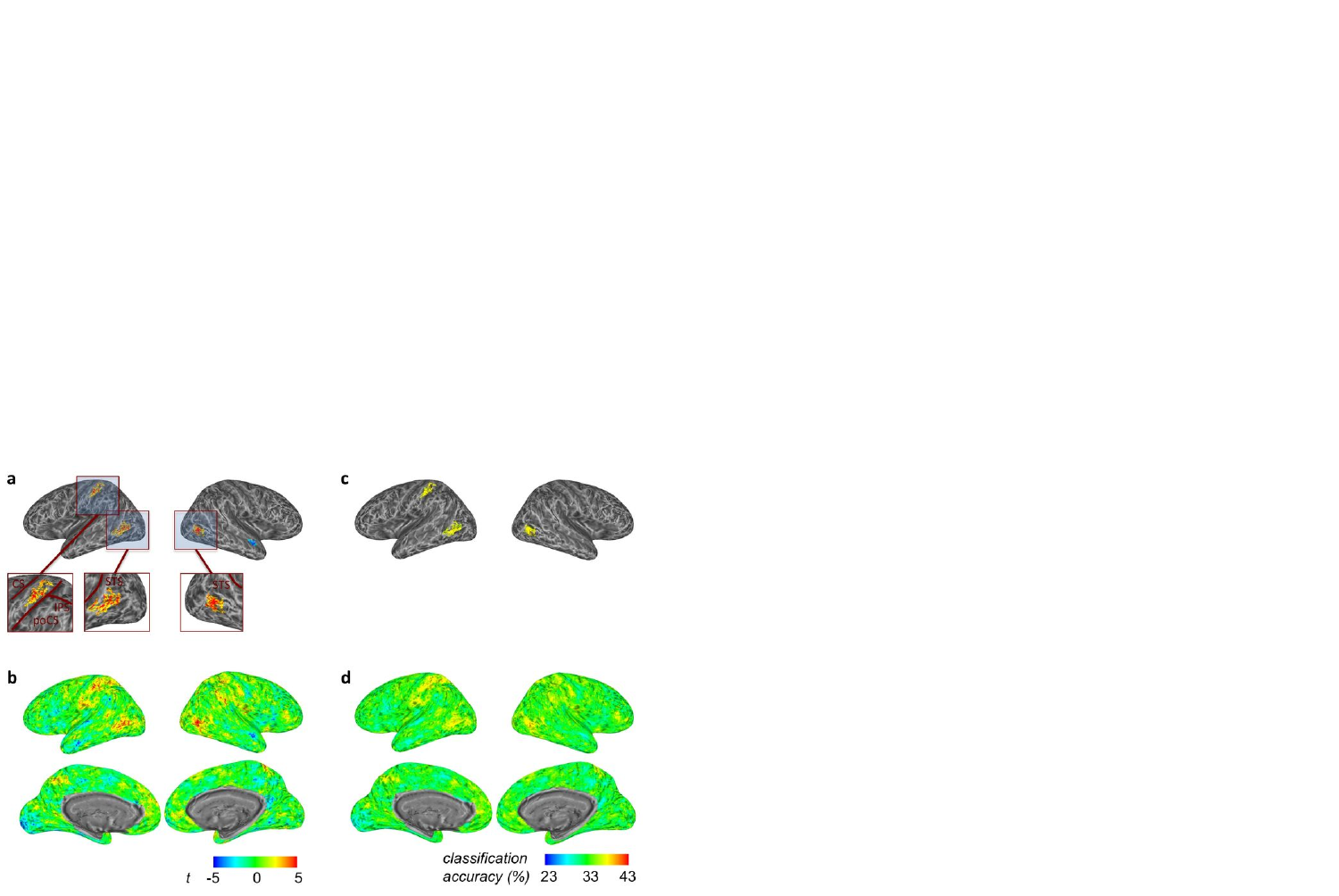**a**

CS

IPS

poCS

STS

STS

**b**

*t* -5 0 5

**c**

**d**

*classification accuracy (%)* 23 33 43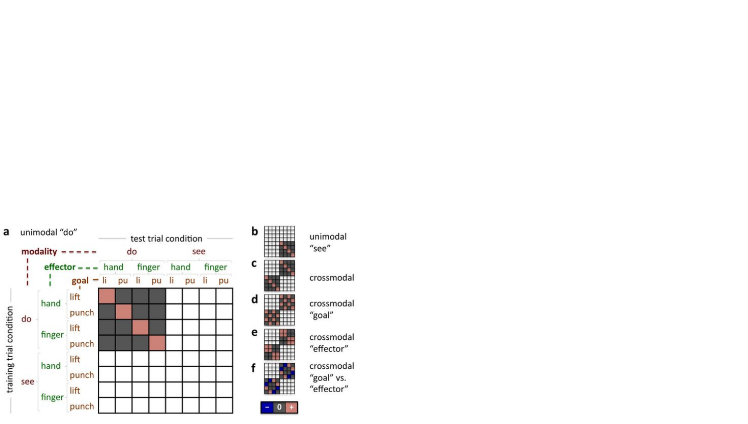**a** unimodal "do"

test trial condition

| | | | do | | | | see | | | |
|---|---|---|---|---|---|---|---|---|---|---|
| **modality** | **effector** | **goal** | hand | | finger | | hand | | finger | |
| | | | li | pu | li | pu | li | pu | li | pu |
| do | hand | lift | + | 0 | 0 | 0 | | | | |
| | | punch | 0 | + | 0 | 0 | | | | |
| | finger | lift | 0 | 0 | + | 0 | | | | |
| | | punch | 0 | 0 | 0 | + | | | | |
| see | hand | lift | | | | | | | | |
| | | punch | | | | | | | | |
| | finger | lift | | | | | | | | |
| | | punch | | | | | | | | |

training trial condition

**b** unimodal "see"

**c** crossmodal

**d** crossmodal "goal"

**e** crossmodal "effector"

**f** crossmodal "goal" vs. "effector"

– 0 +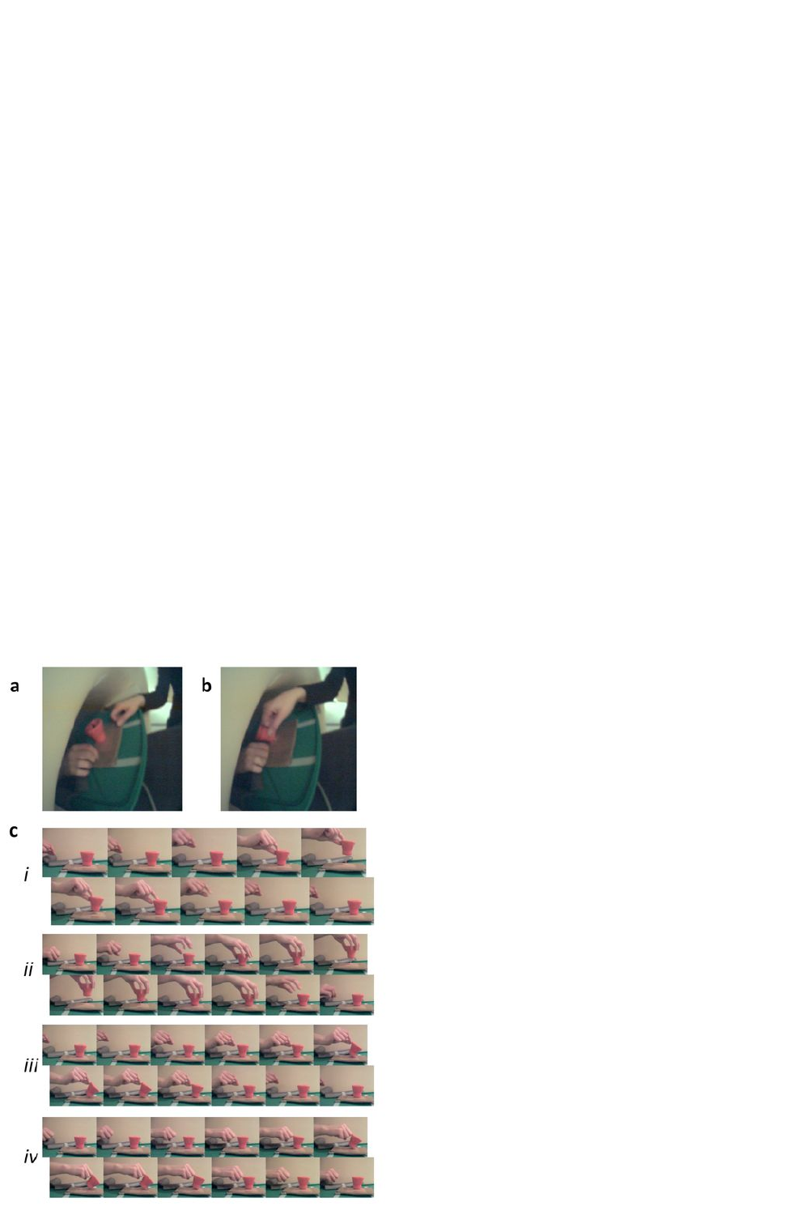**a** **b**

**c**

*i*

*ii*

*iii*

*iv*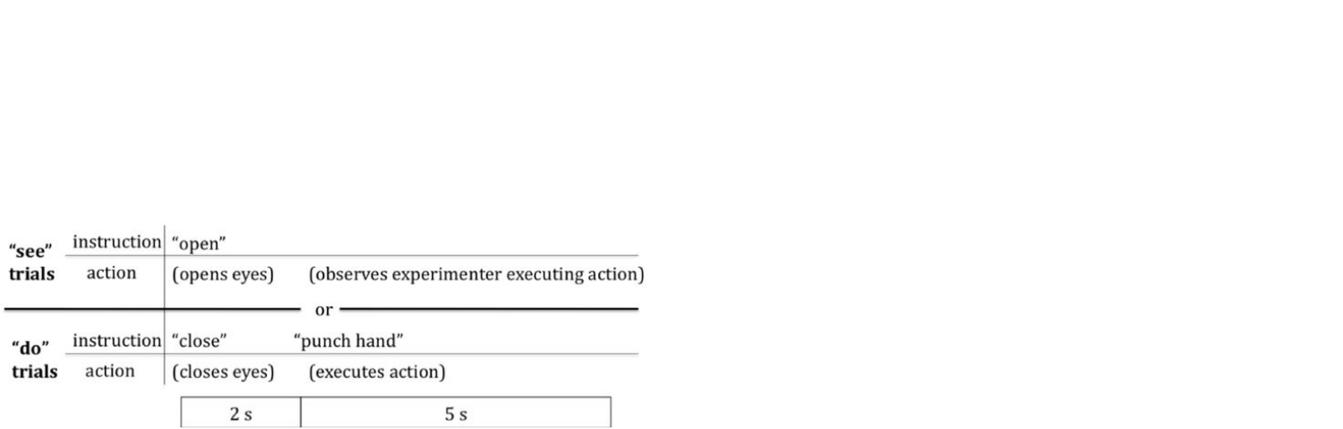| | | | |
|---|---|---|---|
| **"see" trials** | instruction | "open" | |
| | action | (opens eyes) | (observes experimenter executing action) |
| | | or | |
| **"do" trials** | instruction | "close" | "punch hand" |
| | action | (closes eyes) | (executes action) |
| | | 2 s | 5 s |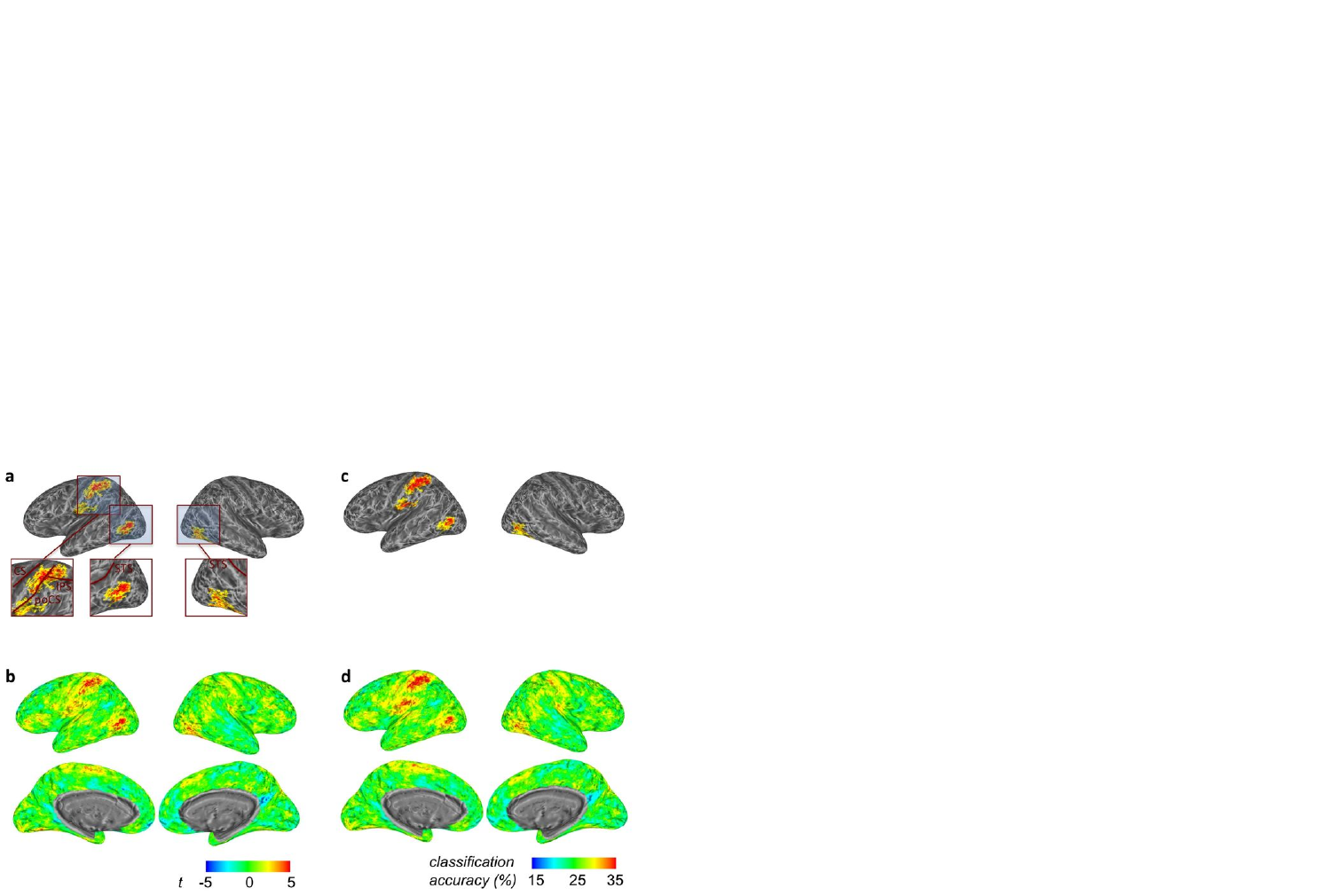**a**

CS

IPS

poCS

STS

STS

**b**

$t$ -5 0 5

**c**

**d**

*classification accuracy (%)* 15 25 35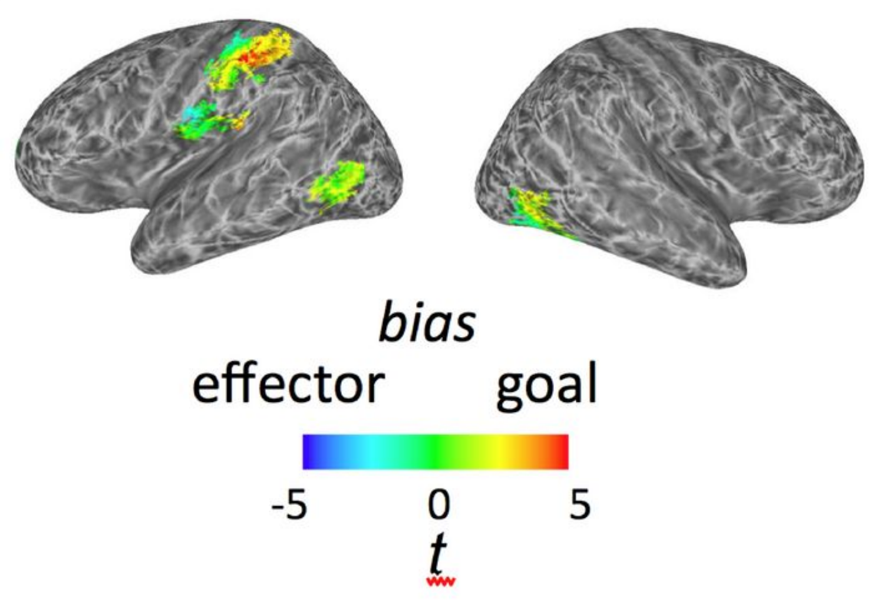*bias*

effector goal

-5 0 5

*t*